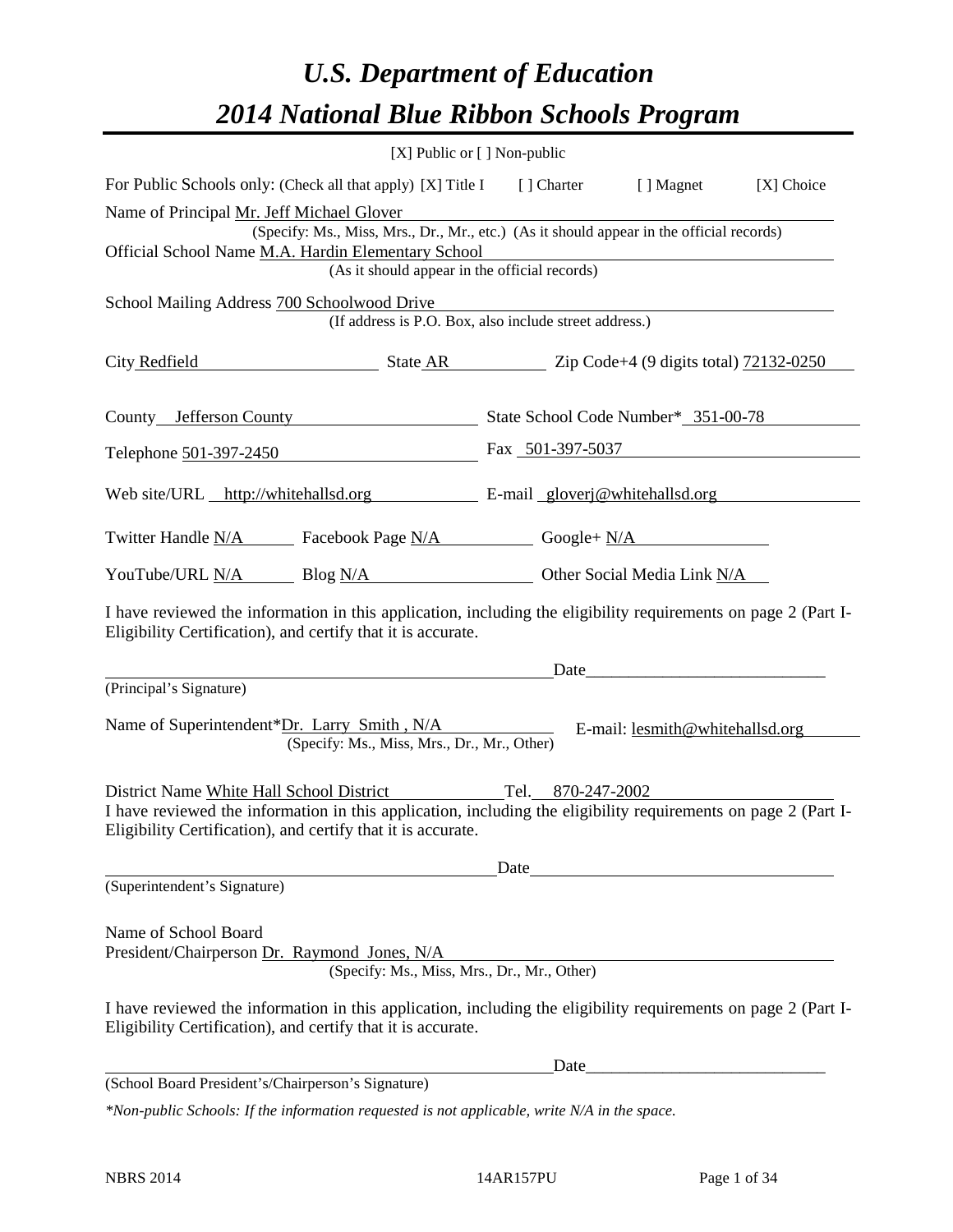# *U.S. Department of Education*
# *2014 National Blue Ribbon Schools Program*

[X] Public or [ ] Non-public

For Public Schools only: (Check all that apply) [X] Title I [ ] Charter [ ] Magnet [X] Choice

Name of Principal Mr. Jeff Michael Glover
(Specify: Ms., Miss, Mrs., Dr., Mr., etc.) (As it should appear in the official records)

Official School Name M.A. Hardin Elementary School
(As it should appear in the official records)

School Mailing Address 700 Schoolwood Drive
(If address is P.O. Box, also include street address.)

City Redfield State AR Zip Code+4 (9 digits total) 72132-0250

County Jefferson County State School Code Number* 351-00-78

Telephone 501-397-2450 Fax 501-397-5037

Web site/URL http://whitehallsd.org E-mail gloverj@whitehallsd.org

Twitter Handle N/A Facebook Page N/A Google+ N/A

YouTube/URL N/A Blog N/A Other Social Media Link N/A

I have reviewed the information in this application, including the eligibility requirements on page 2 (Part I-Eligibility Certification), and certify that it is accurate.

_______________________________________ Date_______________________
(Principal's Signature)

Name of Superintendent*Dr. Larry Smith , N/A E-mail: lesmith@whitehallsd.org
(Specify: Ms., Miss, Mrs., Dr., Mr., Other)

District Name White Hall School District Tel. 870-247-2002

I have reviewed the information in this application, including the eligibility requirements on page 2 (Part I-Eligibility Certification), and certify that it is accurate.

_______________________________________ Date_______________________
(Superintendent's Signature)

Name of School Board
President/Chairperson Dr. Raymond Jones, N/A
(Specify: Ms., Miss, Mrs., Dr., Mr., Other)

I have reviewed the information in this application, including the eligibility requirements on page 2 (Part I-Eligibility Certification), and certify that it is accurate.

_______________________________________ Date_______________________
(School Board President's/Chairperson's Signature)

*\*Non-public Schools: If the information requested is not applicable, write N/A in the space.*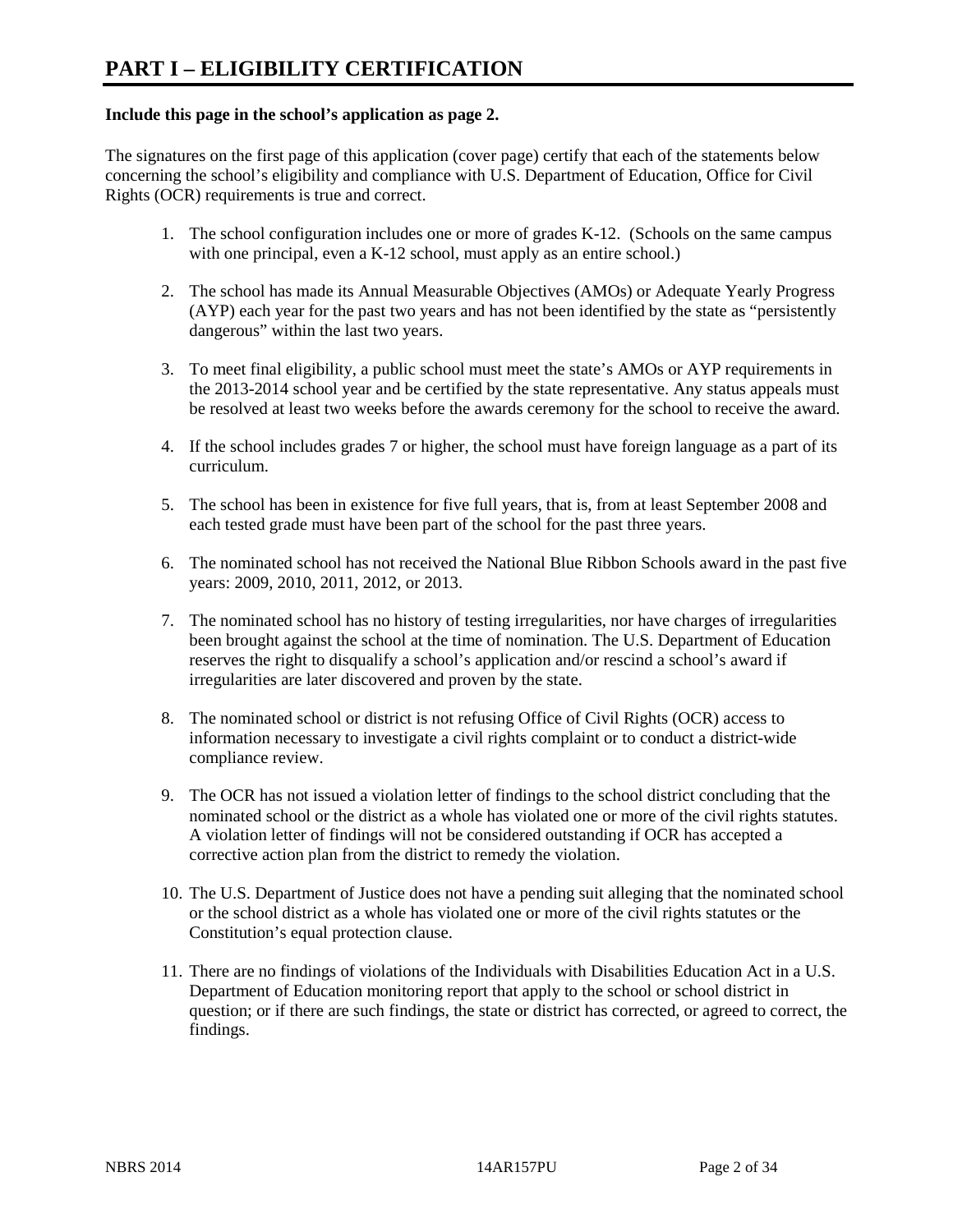# PART I – ELIGIBILITY CERTIFICATION

**Include this page in the school's application as page 2.**

The signatures on the first page of this application (cover page) certify that each of the statements below concerning the school's eligibility and compliance with U.S. Department of Education, Office for Civil Rights (OCR) requirements is true and correct.

1. The school configuration includes one or more of grades K-12. (Schools on the same campus with one principal, even a K-12 school, must apply as an entire school.)

2. The school has made its Annual Measurable Objectives (AMOs) or Adequate Yearly Progress (AYP) each year for the past two years and has not been identified by the state as "persistently dangerous" within the last two years.

3. To meet final eligibility, a public school must meet the state's AMOs or AYP requirements in the 2013-2014 school year and be certified by the state representative. Any status appeals must be resolved at least two weeks before the awards ceremony for the school to receive the award.

4. If the school includes grades 7 or higher, the school must have foreign language as a part of its curriculum.

5. The school has been in existence for five full years, that is, from at least September 2008 and each tested grade must have been part of the school for the past three years.

6. The nominated school has not received the National Blue Ribbon Schools award in the past five years: 2009, 2010, 2011, 2012, or 2013.

7. The nominated school has no history of testing irregularities, nor have charges of irregularities been brought against the school at the time of nomination. The U.S. Department of Education reserves the right to disqualify a school's application and/or rescind a school's award if irregularities are later discovered and proven by the state.

8. The nominated school or district is not refusing Office of Civil Rights (OCR) access to information necessary to investigate a civil rights complaint or to conduct a district-wide compliance review.

9. The OCR has not issued a violation letter of findings to the school district concluding that the nominated school or the district as a whole has violated one or more of the civil rights statutes. A violation letter of findings will not be considered outstanding if OCR has accepted a corrective action plan from the district to remedy the violation.

10. The U.S. Department of Justice does not have a pending suit alleging that the nominated school or the school district as a whole has violated one or more of the civil rights statutes or the Constitution's equal protection clause.

11. There are no findings of violations of the Individuals with Disabilities Education Act in a U.S. Department of Education monitoring report that apply to the school or school district in question; or if there are such findings, the state or district has corrected, or agreed to correct, the findings.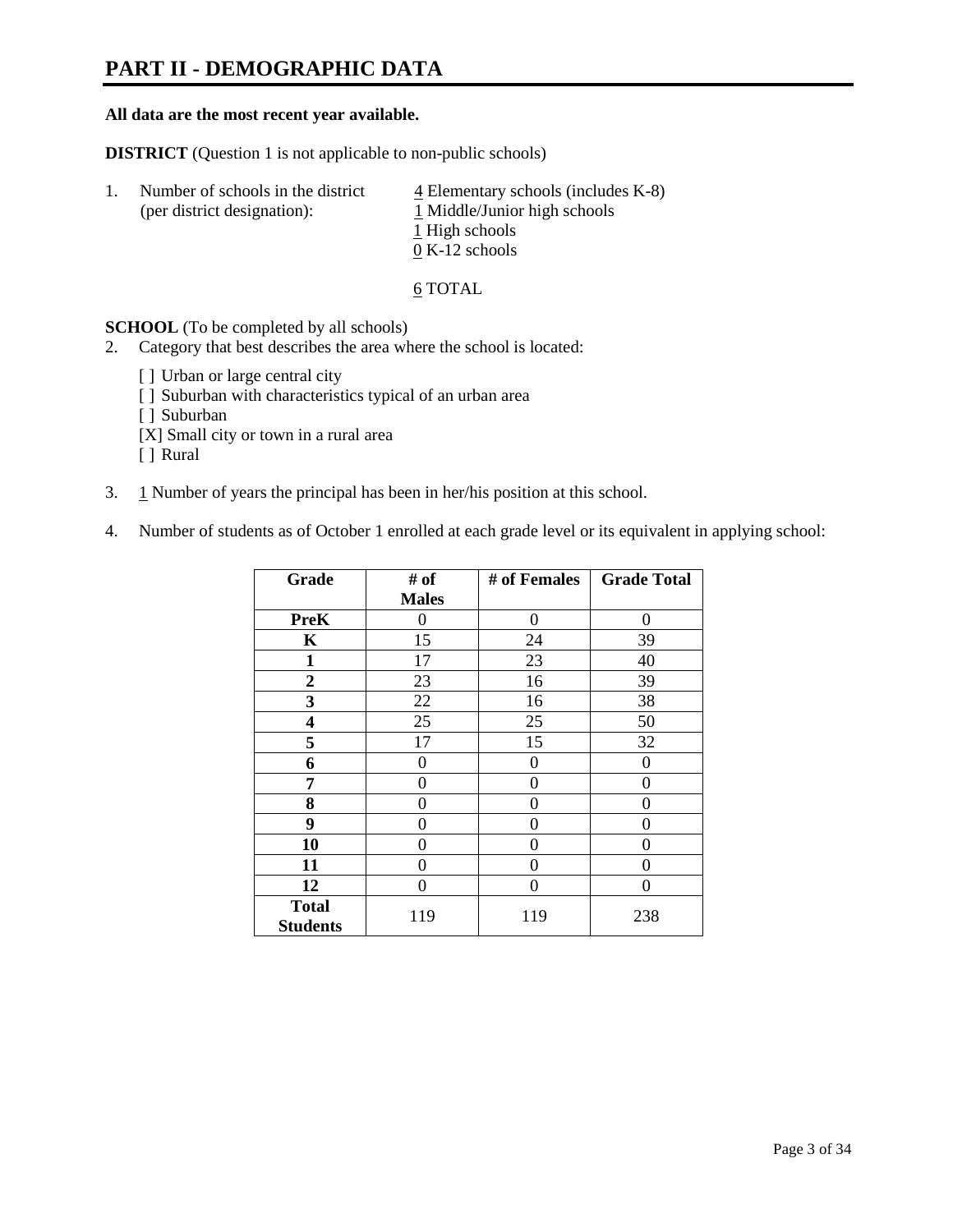# PART II - DEMOGRAPHIC DATA

**All data are the most recent year available.**

**DISTRICT** (Question 1 is not applicable to non-public schools)

1. Number of schools in the district (per district designation):
   4 Elementary schools (includes K-8)
   1 Middle/Junior high schools
   1 High schools
   0 K-12 schools

   6 TOTAL

**SCHOOL** (To be completed by all schools)

2. Category that best describes the area where the school is located:

   [ ] Urban or large central city
   [ ] Suburban with characteristics typical of an urban area
   [ ] Suburban
   [X] Small city or town in a rural area
   [ ] Rural

3. 1 Number of years the principal has been in her/his position at this school.

4. Number of students as of October 1 enrolled at each grade level or its equivalent in applying school:

| Grade | # of Males | # of Females | Grade Total |
|---|---|---|---|
| **PreK** | 0 | 0 | 0 |
| **K** | 15 | 24 | 39 |
| **1** | 17 | 23 | 40 |
| **2** | 23 | 16 | 39 |
| **3** | 22 | 16 | 38 |
| **4** | 25 | 25 | 50 |
| **5** | 17 | 15 | 32 |
| **6** | 0 | 0 | 0 |
| **7** | 0 | 0 | 0 |
| **8** | 0 | 0 | 0 |
| **9** | 0 | 0 | 0 |
| **10** | 0 | 0 | 0 |
| **11** | 0 | 0 | 0 |
| **12** | 0 | 0 | 0 |
| **Total Students** | 119 | 119 | 238 |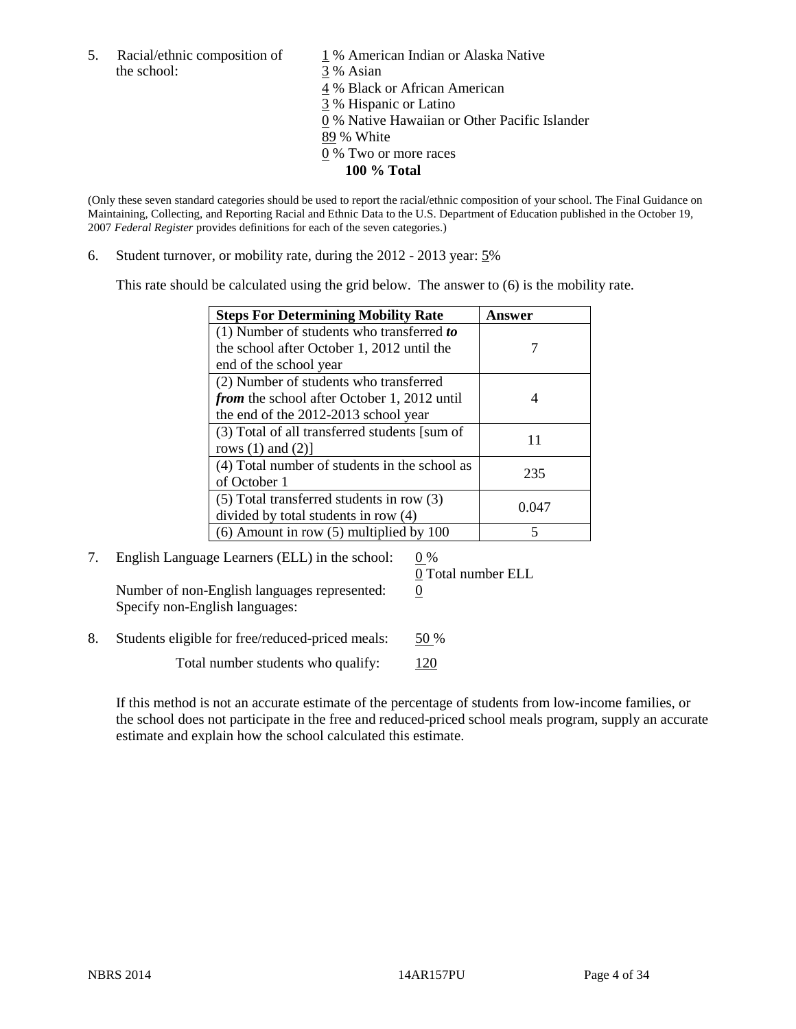5. Racial/ethnic composition of the school:

1 % American Indian or Alaska Native
3 % Asian
4 % Black or African American
3 % Hispanic or Latino
0 % Native Hawaiian or Other Pacific Islander
89 % White
0 % Two or more races
**100 % Total**

(Only these seven standard categories should be used to report the racial/ethnic composition of your school. The Final Guidance on Maintaining, Collecting, and Reporting Racial and Ethnic Data to the U.S. Department of Education published in the October 19, 2007 *Federal Register* provides definitions for each of the seven categories.)

6. Student turnover, or mobility rate, during the 2012 - 2013 year: 5%

This rate should be calculated using the grid below. The answer to (6) is the mobility rate.

| **Steps For Determining Mobility Rate** | **Answer** |
|---|---|
| (1) Number of students who transferred ***to*** the school after October 1, 2012 until the end of the school year | 7 |
| (2) Number of students who transferred ***from*** the school after October 1, 2012 until the end of the 2012-2013 school year | 4 |
| (3) Total of all transferred students [sum of rows (1) and (2)] | 11 |
| (4) Total number of students in the school as of October 1 | 235 |
| (5) Total transferred students in row (3) divided by total students in row (4) | 0.047 |
| (6) Amount in row (5) multiplied by 100 | 5 |

7. English Language Learners (ELL) in the school: 0 %
0 Total number ELL

Number of non-English languages represented: 0
Specify non-English languages:

8. Students eligible for free/reduced-priced meals: 50 %

Total number students who qualify: 120

If this method is not an accurate estimate of the percentage of students from low-income families, or the school does not participate in the free and reduced-priced school meals program, supply an accurate estimate and explain how the school calculated this estimate.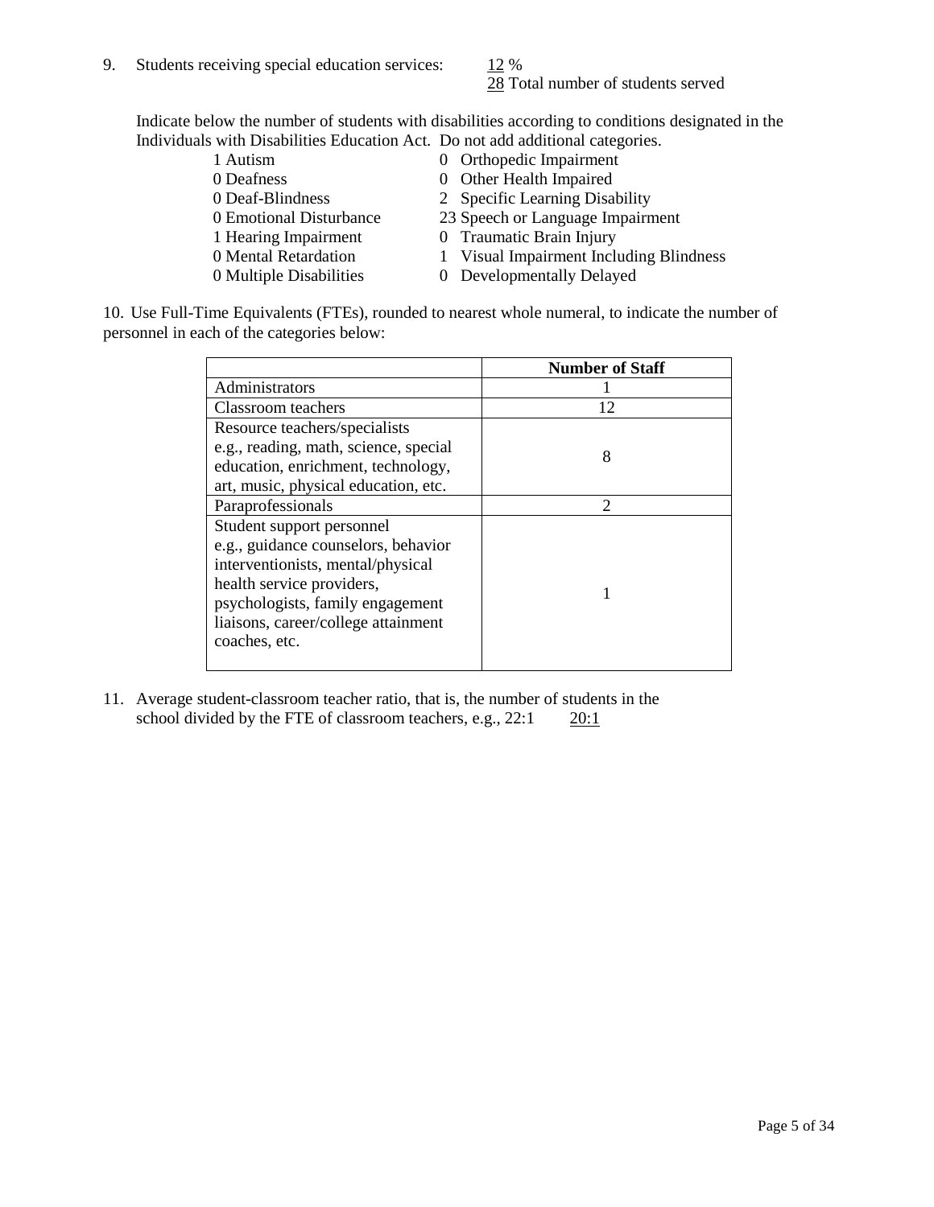9. Students receiving special education services: 12 %
   28 Total number of students served

Indicate below the number of students with disabilities according to conditions designated in the Individuals with Disabilities Education Act. Do not add additional categories.

| | |
|---|---|
| 1 Autism | 0 Orthopedic Impairment |
| 0 Deafness | 0 Other Health Impaired |
| 0 Deaf-Blindness | 2 Specific Learning Disability |
| 0 Emotional Disturbance | 23 Speech or Language Impairment |
| 1 Hearing Impairment | 0 Traumatic Brain Injury |
| 0 Mental Retardation | 1 Visual Impairment Including Blindness |
| 0 Multiple Disabilities | 0 Developmentally Delayed |

10. Use Full-Time Equivalents (FTEs), rounded to nearest whole numeral, to indicate the number of personnel in each of the categories below:

| | **Number of Staff** |
|---|---|
| Administrators | 1 |
| Classroom teachers | 12 |
| Resource teachers/specialists e.g., reading, math, science, special education, enrichment, technology, art, music, physical education, etc. | 8 |
| Paraprofessionals | 2 |
| Student support personnel e.g., guidance counselors, behavior interventionists, mental/physical health service providers, psychologists, family engagement liaisons, career/college attainment coaches, etc. | 1 |

11. Average student-classroom teacher ratio, that is, the number of students in the school divided by the FTE of classroom teachers, e.g., 22:1 20:1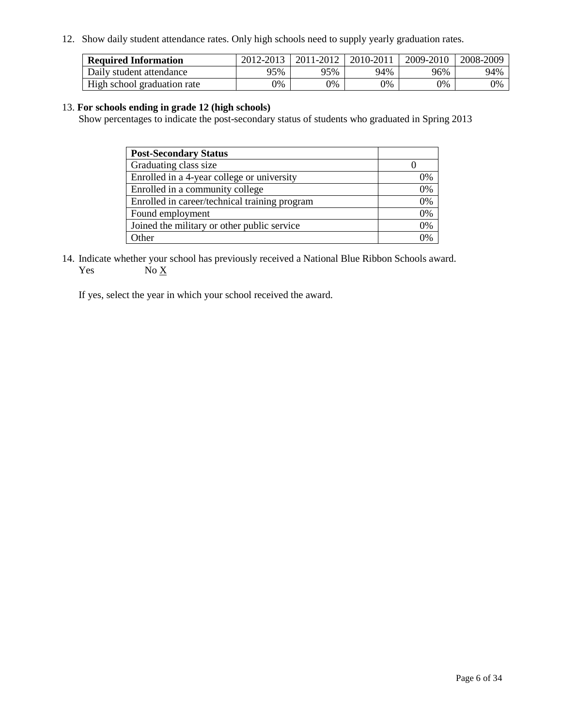12. Show daily student attendance rates. Only high schools need to supply yearly graduation rates.

| **Required Information** | 2012-2013 | 2011-2012 | 2010-2011 | 2009-2010 | 2008-2009 |
|---|---|---|---|---|---|
| Daily student attendance | 95% | 95% | 94% | 96% | 94% |
| High school graduation rate | 0% | 0% | 0% | 0% | 0% |

13. **For schools ending in grade 12 (high schools)**
Show percentages to indicate the post-secondary status of students who graduated in Spring 2013

| **Post-Secondary Status** | |
|---|---|
| Graduating class size | 0 |
| Enrolled in a 4-year college or university | 0% |
| Enrolled in a community college | 0% |
| Enrolled in career/technical training program | 0% |
| Found employment | 0% |
| Joined the military or other public service | 0% |
| Other | 0% |

14. Indicate whether your school has previously received a National Blue Ribbon Schools award.
Yes No X

If yes, select the year in which your school received the award.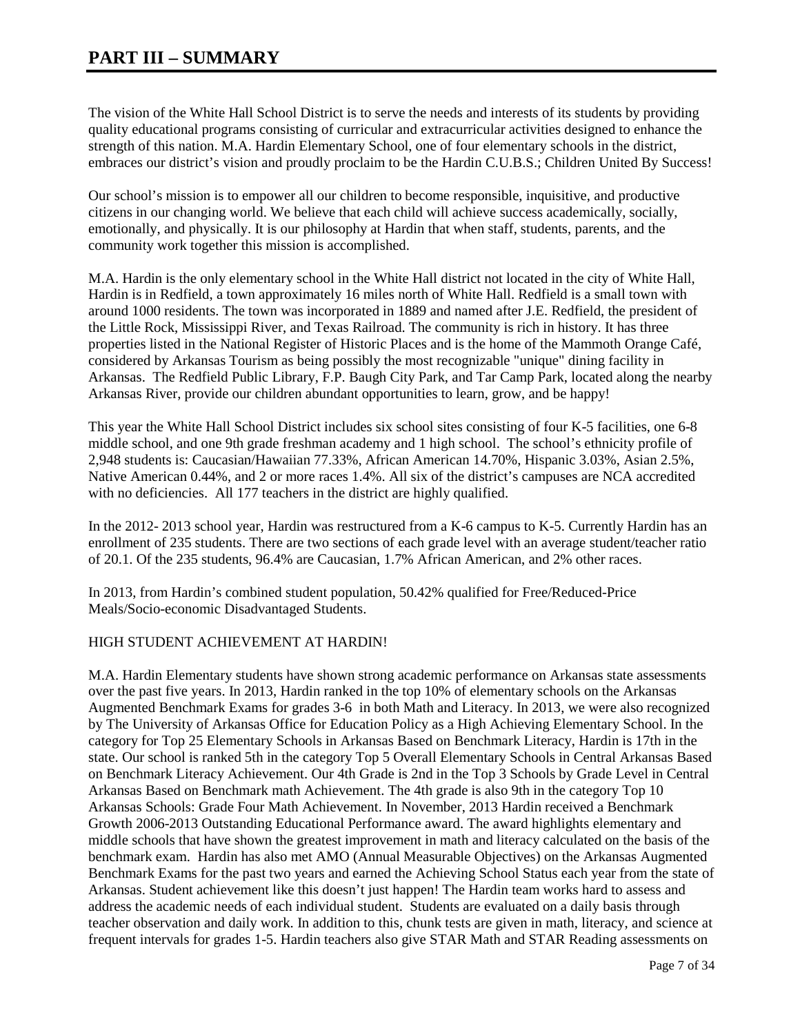# PART III – SUMMARY

The vision of the White Hall School District is to serve the needs and interests of its students by providing quality educational programs consisting of curricular and extracurricular activities designed to enhance the strength of this nation. M.A. Hardin Elementary School, one of four elementary schools in the district, embraces our district's vision and proudly proclaim to be the Hardin C.U.B.S.; Children United By Success!

Our school's mission is to empower all our children to become responsible, inquisitive, and productive citizens in our changing world. We believe that each child will achieve success academically, socially, emotionally, and physically. It is our philosophy at Hardin that when staff, students, parents, and the community work together this mission is accomplished.

M.A. Hardin is the only elementary school in the White Hall district not located in the city of White Hall, Hardin is in Redfield, a town approximately 16 miles north of White Hall. Redfield is a small town with around 1000 residents. The town was incorporated in 1889 and named after J.E. Redfield, the president of the Little Rock, Mississippi River, and Texas Railroad. The community is rich in history. It has three properties listed in the National Register of Historic Places and is the home of the Mammoth Orange Café, considered by Arkansas Tourism as being possibly the most recognizable "unique" dining facility in Arkansas. The Redfield Public Library, F.P. Baugh City Park, and Tar Camp Park, located along the nearby Arkansas River, provide our children abundant opportunities to learn, grow, and be happy!

This year the White Hall School District includes six school sites consisting of four K-5 facilities, one 6-8 middle school, and one 9th grade freshman academy and 1 high school. The school's ethnicity profile of 2,948 students is: Caucasian/Hawaiian 77.33%, African American 14.70%, Hispanic 3.03%, Asian 2.5%, Native American 0.44%, and 2 or more races 1.4%. All six of the district's campuses are NCA accredited with no deficiencies. All 177 teachers in the district are highly qualified.

In the 2012- 2013 school year, Hardin was restructured from a K-6 campus to K-5. Currently Hardin has an enrollment of 235 students. There are two sections of each grade level with an average student/teacher ratio of 20.1. Of the 235 students, 96.4% are Caucasian, 1.7% African American, and 2% other races.

In 2013, from Hardin's combined student population, 50.42% qualified for Free/Reduced-Price Meals/Socio-economic Disadvantaged Students.

HIGH STUDENT ACHIEVEMENT AT HARDIN!

M.A. Hardin Elementary students have shown strong academic performance on Arkansas state assessments over the past five years. In 2013, Hardin ranked in the top 10% of elementary schools on the Arkansas Augmented Benchmark Exams for grades 3-6 in both Math and Literacy. In 2013, we were also recognized by The University of Arkansas Office for Education Policy as a High Achieving Elementary School. In the category for Top 25 Elementary Schools in Arkansas Based on Benchmark Literacy, Hardin is 17th in the state. Our school is ranked 5th in the category Top 5 Overall Elementary Schools in Central Arkansas Based on Benchmark Literacy Achievement. Our 4th Grade is 2nd in the Top 3 Schools by Grade Level in Central Arkansas Based on Benchmark math Achievement. The 4th grade is also 9th in the category Top 10 Arkansas Schools: Grade Four Math Achievement. In November, 2013 Hardin received a Benchmark Growth 2006-2013 Outstanding Educational Performance award. The award highlights elementary and middle schools that have shown the greatest improvement in math and literacy calculated on the basis of the benchmark exam. Hardin has also met AMO (Annual Measurable Objectives) on the Arkansas Augmented Benchmark Exams for the past two years and earned the Achieving School Status each year from the state of Arkansas. Student achievement like this doesn't just happen! The Hardin team works hard to assess and address the academic needs of each individual student. Students are evaluated on a daily basis through teacher observation and daily work. In addition to this, chunk tests are given in math, literacy, and science at frequent intervals for grades 1-5. Hardin teachers also give STAR Math and STAR Reading assessments on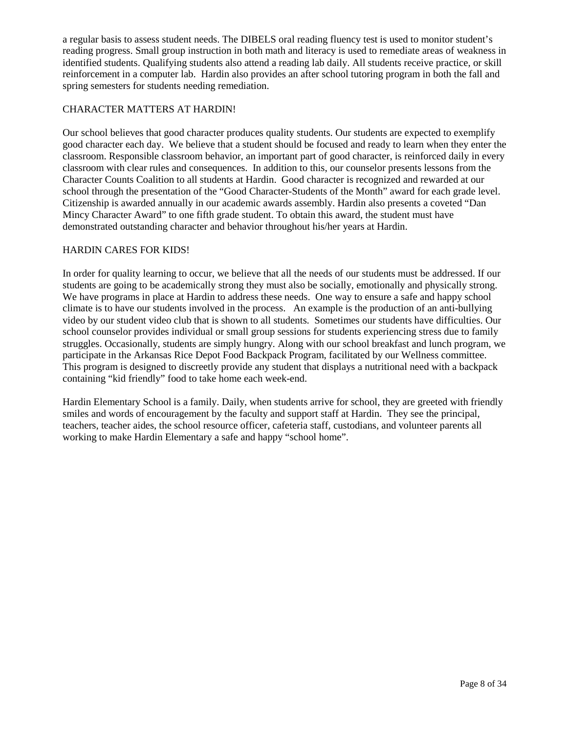a regular basis to assess student needs. The DIBELS oral reading fluency test is used to monitor student's reading progress. Small group instruction in both math and literacy is used to remediate areas of weakness in identified students. Qualifying students also attend a reading lab daily. All students receive practice, or skill reinforcement in a computer lab. Hardin also provides an after school tutoring program in both the fall and spring semesters for students needing remediation.

CHARACTER MATTERS AT HARDIN!

Our school believes that good character produces quality students. Our students are expected to exemplify good character each day. We believe that a student should be focused and ready to learn when they enter the classroom. Responsible classroom behavior, an important part of good character, is reinforced daily in every classroom with clear rules and consequences. In addition to this, our counselor presents lessons from the Character Counts Coalition to all students at Hardin. Good character is recognized and rewarded at our school through the presentation of the "Good Character-Students of the Month" award for each grade level. Citizenship is awarded annually in our academic awards assembly. Hardin also presents a coveted "Dan Mincy Character Award" to one fifth grade student. To obtain this award, the student must have demonstrated outstanding character and behavior throughout his/her years at Hardin.

HARDIN CARES FOR KIDS!

In order for quality learning to occur, we believe that all the needs of our students must be addressed. If our students are going to be academically strong they must also be socially, emotionally and physically strong. We have programs in place at Hardin to address these needs. One way to ensure a safe and happy school climate is to have our students involved in the process. An example is the production of an anti-bullying video by our student video club that is shown to all students. Sometimes our students have difficulties. Our school counselor provides individual or small group sessions for students experiencing stress due to family struggles. Occasionally, students are simply hungry. Along with our school breakfast and lunch program, we participate in the Arkansas Rice Depot Food Backpack Program, facilitated by our Wellness committee. This program is designed to discreetly provide any student that displays a nutritional need with a backpack containing "kid friendly" food to take home each week-end.

Hardin Elementary School is a family. Daily, when students arrive for school, they are greeted with friendly smiles and words of encouragement by the faculty and support staff at Hardin. They see the principal, teachers, teacher aides, the school resource officer, cafeteria staff, custodians, and volunteer parents all working to make Hardin Elementary a safe and happy "school home".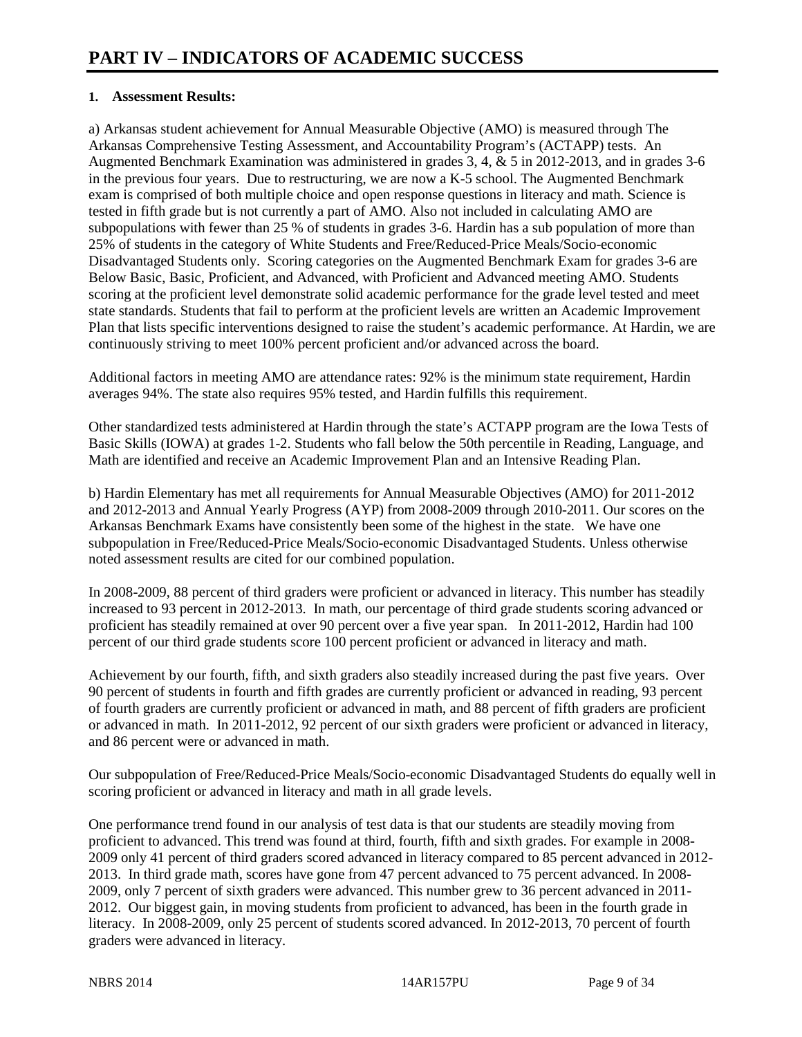# PART IV – INDICATORS OF ACADEMIC SUCCESS

**1. Assessment Results:**

a) Arkansas student achievement for Annual Measurable Objective (AMO) is measured through The Arkansas Comprehensive Testing Assessment, and Accountability Program's (ACTAPP) tests. An Augmented Benchmark Examination was administered in grades 3, 4, & 5 in 2012-2013, and in grades 3-6 in the previous four years. Due to restructuring, we are now a K-5 school. The Augmented Benchmark exam is comprised of both multiple choice and open response questions in literacy and math. Science is tested in fifth grade but is not currently a part of AMO. Also not included in calculating AMO are subpopulations with fewer than 25 % of students in grades 3-6. Hardin has a sub population of more than 25% of students in the category of White Students and Free/Reduced-Price Meals/Socio-economic Disadvantaged Students only. Scoring categories on the Augmented Benchmark Exam for grades 3-6 are Below Basic, Basic, Proficient, and Advanced, with Proficient and Advanced meeting AMO. Students scoring at the proficient level demonstrate solid academic performance for the grade level tested and meet state standards. Students that fail to perform at the proficient levels are written an Academic Improvement Plan that lists specific interventions designed to raise the student's academic performance. At Hardin, we are continuously striving to meet 100% percent proficient and/or advanced across the board.

Additional factors in meeting AMO are attendance rates: 92% is the minimum state requirement, Hardin averages 94%. The state also requires 95% tested, and Hardin fulfills this requirement.

Other standardized tests administered at Hardin through the state's ACTAPP program are the Iowa Tests of Basic Skills (IOWA) at grades 1-2. Students who fall below the 50th percentile in Reading, Language, and Math are identified and receive an Academic Improvement Plan and an Intensive Reading Plan.

b) Hardin Elementary has met all requirements for Annual Measurable Objectives (AMO) for 2011-2012 and 2012-2013 and Annual Yearly Progress (AYP) from 2008-2009 through 2010-2011. Our scores on the Arkansas Benchmark Exams have consistently been some of the highest in the state. We have one subpopulation in Free/Reduced-Price Meals/Socio-economic Disadvantaged Students. Unless otherwise noted assessment results are cited for our combined population.

In 2008-2009, 88 percent of third graders were proficient or advanced in literacy. This number has steadily increased to 93 percent in 2012-2013. In math, our percentage of third grade students scoring advanced or proficient has steadily remained at over 90 percent over a five year span. In 2011-2012, Hardin had 100 percent of our third grade students score 100 percent proficient or advanced in literacy and math.

Achievement by our fourth, fifth, and sixth graders also steadily increased during the past five years. Over 90 percent of students in fourth and fifth grades are currently proficient or advanced in reading, 93 percent of fourth graders are currently proficient or advanced in math, and 88 percent of fifth graders are proficient or advanced in math. In 2011-2012, 92 percent of our sixth graders were proficient or advanced in literacy, and 86 percent were or advanced in math.

Our subpopulation of Free/Reduced-Price Meals/Socio-economic Disadvantaged Students do equally well in scoring proficient or advanced in literacy and math in all grade levels.

One performance trend found in our analysis of test data is that our students are steadily moving from proficient to advanced. This trend was found at third, fourth, fifth and sixth grades. For example in 2008-2009 only 41 percent of third graders scored advanced in literacy compared to 85 percent advanced in 2012-2013. In third grade math, scores have gone from 47 percent advanced to 75 percent advanced. In 2008-2009, only 7 percent of sixth graders were advanced. This number grew to 36 percent advanced in 2011-2012. Our biggest gain, in moving students from proficient to advanced, has been in the fourth grade in literacy. In 2008-2009, only 25 percent of students scored advanced. In 2012-2013, 70 percent of fourth graders were advanced in literacy.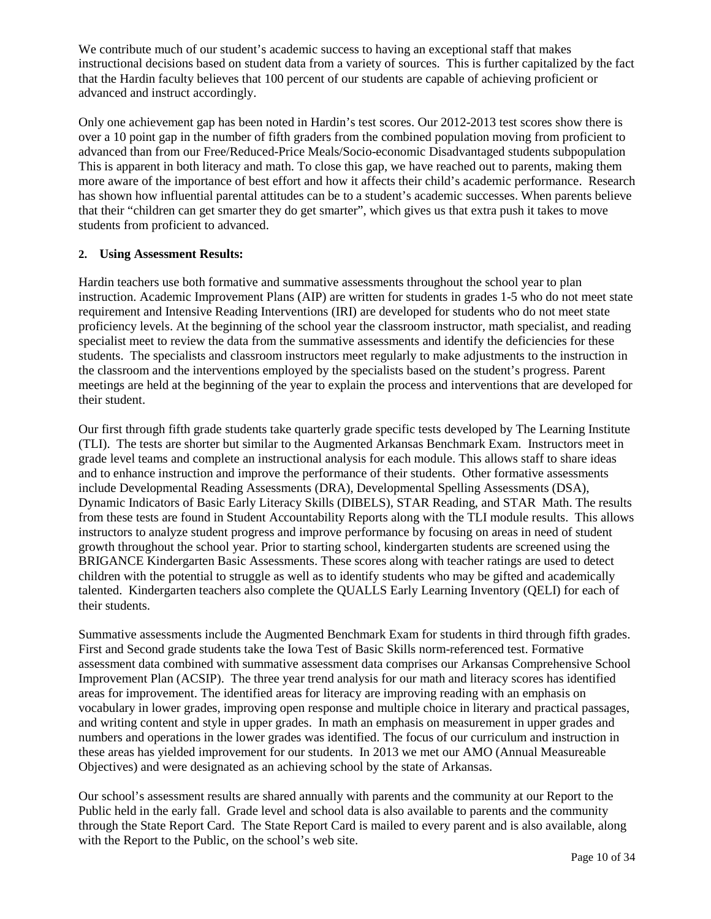We contribute much of our student's academic success to having an exceptional staff that makes instructional decisions based on student data from a variety of sources. This is further capitalized by the fact that the Hardin faculty believes that 100 percent of our students are capable of achieving proficient or advanced and instruct accordingly.

Only one achievement gap has been noted in Hardin's test scores. Our 2012-2013 test scores show there is over a 10 point gap in the number of fifth graders from the combined population moving from proficient to advanced than from our Free/Reduced-Price Meals/Socio-economic Disadvantaged students subpopulation This is apparent in both literacy and math. To close this gap, we have reached out to parents, making them more aware of the importance of best effort and how it affects their child's academic performance. Research has shown how influential parental attitudes can be to a student's academic successes. When parents believe that their "children can get smarter they do get smarter", which gives us that extra push it takes to move students from proficient to advanced.

**2. Using Assessment Results:**

Hardin teachers use both formative and summative assessments throughout the school year to plan instruction. Academic Improvement Plans (AIP) are written for students in grades 1-5 who do not meet state requirement and Intensive Reading Interventions (IRI) are developed for students who do not meet state proficiency levels. At the beginning of the school year the classroom instructor, math specialist, and reading specialist meet to review the data from the summative assessments and identify the deficiencies for these students. The specialists and classroom instructors meet regularly to make adjustments to the instruction in the classroom and the interventions employed by the specialists based on the student's progress. Parent meetings are held at the beginning of the year to explain the process and interventions that are developed for their student.

Our first through fifth grade students take quarterly grade specific tests developed by The Learning Institute (TLI). The tests are shorter but similar to the Augmented Arkansas Benchmark Exam. Instructors meet in grade level teams and complete an instructional analysis for each module. This allows staff to share ideas and to enhance instruction and improve the performance of their students. Other formative assessments include Developmental Reading Assessments (DRA), Developmental Spelling Assessments (DSA), Dynamic Indicators of Basic Early Literacy Skills (DIBELS), STAR Reading, and STAR Math. The results from these tests are found in Student Accountability Reports along with the TLI module results. This allows instructors to analyze student progress and improve performance by focusing on areas in need of student growth throughout the school year. Prior to starting school, kindergarten students are screened using the BRIGANCE Kindergarten Basic Assessments. These scores along with teacher ratings are used to detect children with the potential to struggle as well as to identify students who may be gifted and academically talented. Kindergarten teachers also complete the QUALLS Early Learning Inventory (QELI) for each of their students.

Summative assessments include the Augmented Benchmark Exam for students in third through fifth grades. First and Second grade students take the Iowa Test of Basic Skills norm-referenced test. Formative assessment data combined with summative assessment data comprises our Arkansas Comprehensive School Improvement Plan (ACSIP). The three year trend analysis for our math and literacy scores has identified areas for improvement. The identified areas for literacy are improving reading with an emphasis on vocabulary in lower grades, improving open response and multiple choice in literary and practical passages, and writing content and style in upper grades. In math an emphasis on measurement in upper grades and numbers and operations in the lower grades was identified. The focus of our curriculum and instruction in these areas has yielded improvement for our students. In 2013 we met our AMO (Annual Measureable Objectives) and were designated as an achieving school by the state of Arkansas.

Our school's assessment results are shared annually with parents and the community at our Report to the Public held in the early fall. Grade level and school data is also available to parents and the community through the State Report Card. The State Report Card is mailed to every parent and is also available, along with the Report to the Public, on the school's web site.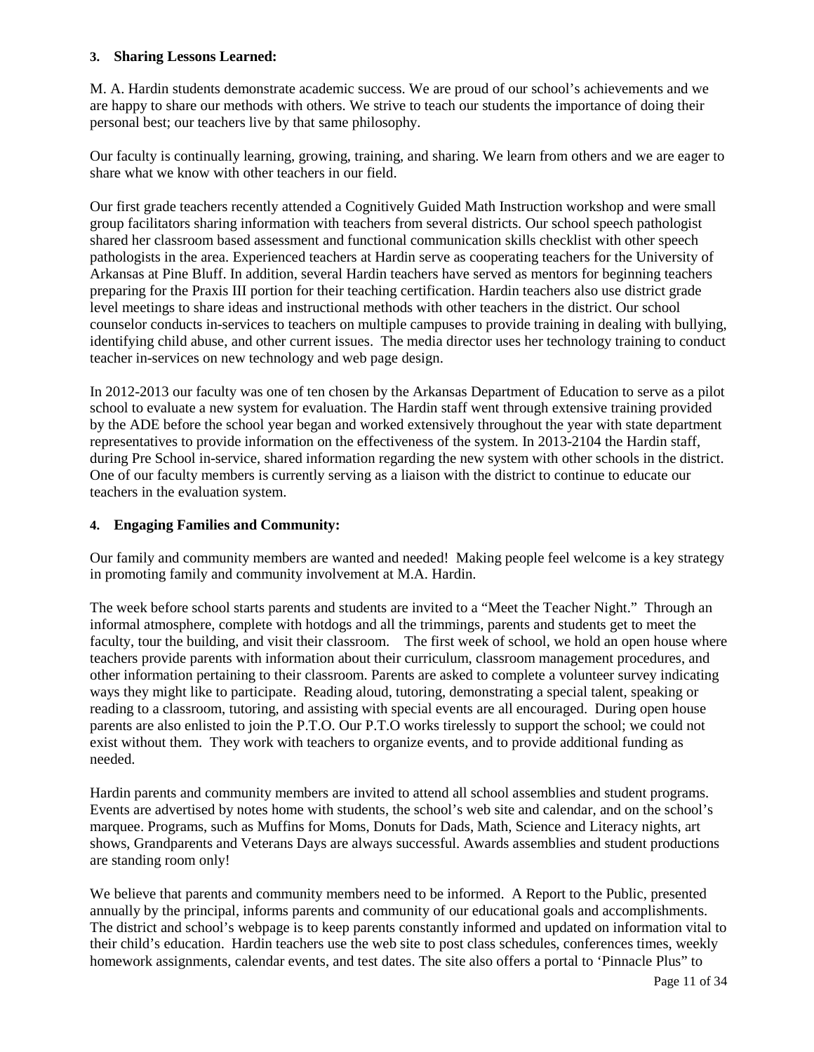### 3. Sharing Lessons Learned:

M. A. Hardin students demonstrate academic success. We are proud of our school's achievements and we are happy to share our methods with others. We strive to teach our students the importance of doing their personal best; our teachers live by that same philosophy.

Our faculty is continually learning, growing, training, and sharing. We learn from others and we are eager to share what we know with other teachers in our field.

Our first grade teachers recently attended a Cognitively Guided Math Instruction workshop and were small group facilitators sharing information with teachers from several districts. Our school speech pathologist shared her classroom based assessment and functional communication skills checklist with other speech pathologists in the area. Experienced teachers at Hardin serve as cooperating teachers for the University of Arkansas at Pine Bluff. In addition, several Hardin teachers have served as mentors for beginning teachers preparing for the Praxis III portion for their teaching certification. Hardin teachers also use district grade level meetings to share ideas and instructional methods with other teachers in the district. Our school counselor conducts in-services to teachers on multiple campuses to provide training in dealing with bullying, identifying child abuse, and other current issues. The media director uses her technology training to conduct teacher in-services on new technology and web page design.

In 2012-2013 our faculty was one of ten chosen by the Arkansas Department of Education to serve as a pilot school to evaluate a new system for evaluation. The Hardin staff went through extensive training provided by the ADE before the school year began and worked extensively throughout the year with state department representatives to provide information on the effectiveness of the system. In 2013-2104 the Hardin staff, during Pre School in-service, shared information regarding the new system with other schools in the district. One of our faculty members is currently serving as a liaison with the district to continue to educate our teachers in the evaluation system.

### 4. Engaging Families and Community:

Our family and community members are wanted and needed! Making people feel welcome is a key strategy in promoting family and community involvement at M.A. Hardin.

The week before school starts parents and students are invited to a "Meet the Teacher Night." Through an informal atmosphere, complete with hotdogs and all the trimmings, parents and students get to meet the faculty, tour the building, and visit their classroom. The first week of school, we hold an open house where teachers provide parents with information about their curriculum, classroom management procedures, and other information pertaining to their classroom. Parents are asked to complete a volunteer survey indicating ways they might like to participate. Reading aloud, tutoring, demonstrating a special talent, speaking or reading to a classroom, tutoring, and assisting with special events are all encouraged. During open house parents are also enlisted to join the P.T.O. Our P.T.O works tirelessly to support the school; we could not exist without them. They work with teachers to organize events, and to provide additional funding as needed.

Hardin parents and community members are invited to attend all school assemblies and student programs. Events are advertised by notes home with students, the school's web site and calendar, and on the school's marquee. Programs, such as Muffins for Moms, Donuts for Dads, Math, Science and Literacy nights, art shows, Grandparents and Veterans Days are always successful. Awards assemblies and student productions are standing room only!

We believe that parents and community members need to be informed. A Report to the Public, presented annually by the principal, informs parents and community of our educational goals and accomplishments. The district and school's webpage is to keep parents constantly informed and updated on information vital to their child's education. Hardin teachers use the web site to post class schedules, conferences times, weekly homework assignments, calendar events, and test dates. The site also offers a portal to 'Pinnacle Plus" to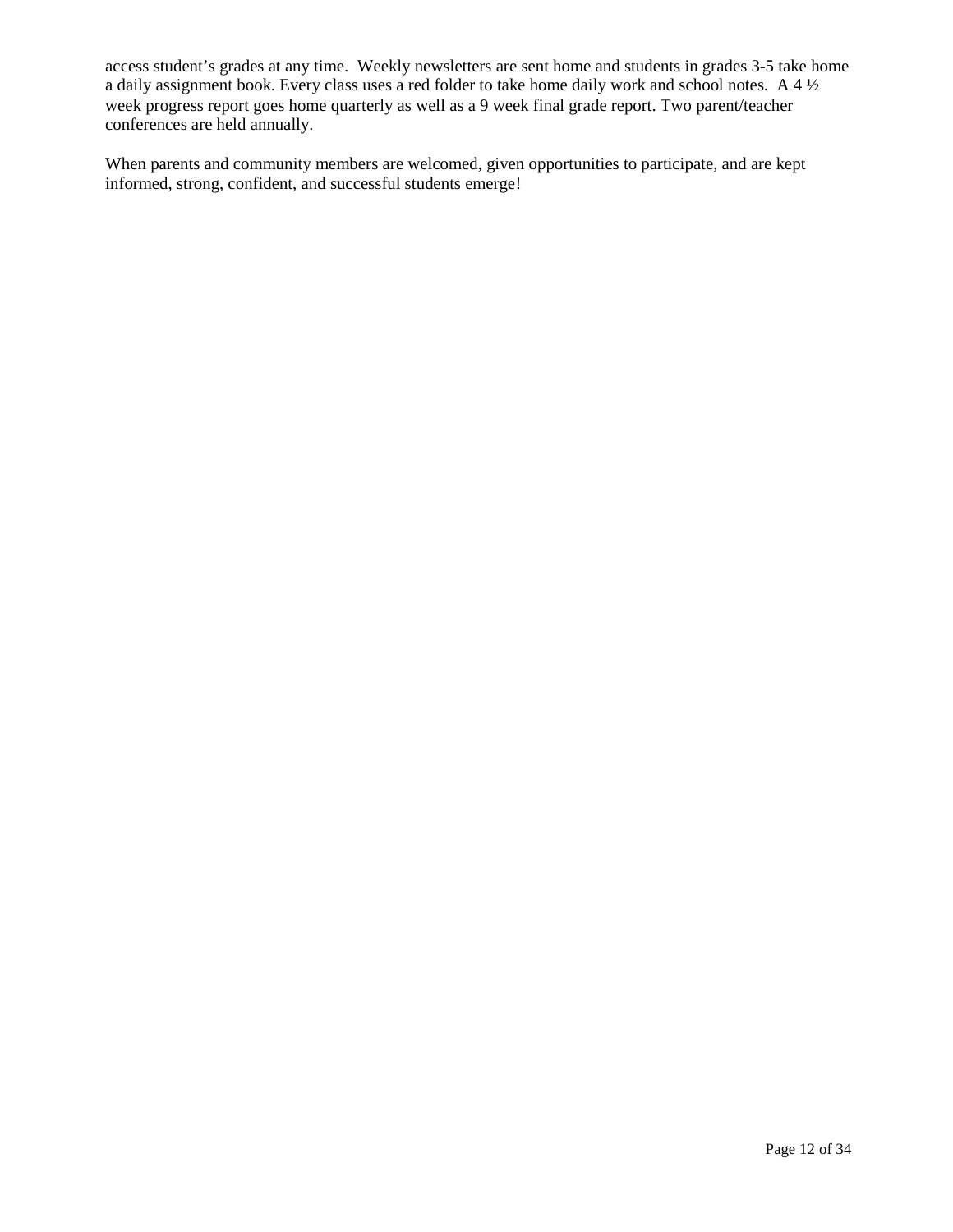access student’s grades at any time. Weekly newsletters are sent home and students in grades 3-5 take home a daily assignment book. Every class uses a red folder to take home daily work and school notes. A 4 ½ week progress report goes home quarterly as well as a 9 week final grade report. Two parent/teacher conferences are held annually.

When parents and community members are welcomed, given opportunities to participate, and are kept informed, strong, confident, and successful students emerge!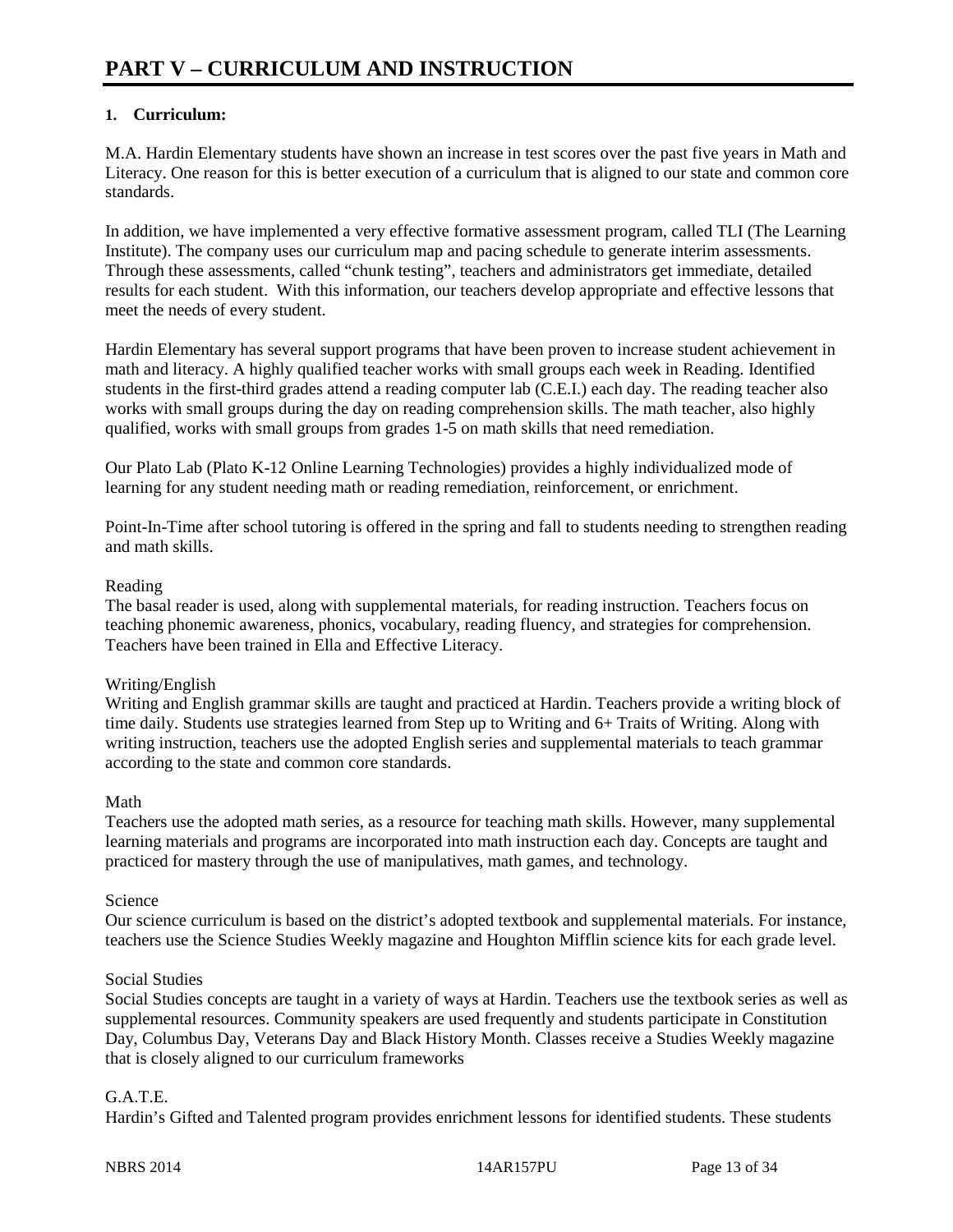# PART V – CURRICULUM AND INSTRUCTION

### 1. Curriculum:

M.A. Hardin Elementary students have shown an increase in test scores over the past five years in Math and Literacy. One reason for this is better execution of a curriculum that is aligned to our state and common core standards.

In addition, we have implemented a very effective formative assessment program, called TLI (The Learning Institute). The company uses our curriculum map and pacing schedule to generate interim assessments. Through these assessments, called "chunk testing", teachers and administrators get immediate, detailed results for each student. With this information, our teachers develop appropriate and effective lessons that meet the needs of every student.

Hardin Elementary has several support programs that have been proven to increase student achievement in math and literacy. A highly qualified teacher works with small groups each week in Reading. Identified students in the first-third grades attend a reading computer lab (C.E.I.) each day. The reading teacher also works with small groups during the day on reading comprehension skills. The math teacher, also highly qualified, works with small groups from grades 1-5 on math skills that need remediation.

Our Plato Lab (Plato K-12 Online Learning Technologies) provides a highly individualized mode of learning for any student needing math or reading remediation, reinforcement, or enrichment.

Point-In-Time after school tutoring is offered in the spring and fall to students needing to strengthen reading and math skills.

Reading
The basal reader is used, along with supplemental materials, for reading instruction. Teachers focus on teaching phonemic awareness, phonics, vocabulary, reading fluency, and strategies for comprehension. Teachers have been trained in Ella and Effective Literacy.

Writing/English
Writing and English grammar skills are taught and practiced at Hardin. Teachers provide a writing block of time daily. Students use strategies learned from Step up to Writing and 6+ Traits of Writing. Along with writing instruction, teachers use the adopted English series and supplemental materials to teach grammar according to the state and common core standards.

Math
Teachers use the adopted math series, as a resource for teaching math skills. However, many supplemental learning materials and programs are incorporated into math instruction each day. Concepts are taught and practiced for mastery through the use of manipulatives, math games, and technology.

Science
Our science curriculum is based on the district's adopted textbook and supplemental materials. For instance, teachers use the Science Studies Weekly magazine and Houghton Mifflin science kits for each grade level.

Social Studies
Social Studies concepts are taught in a variety of ways at Hardin. Teachers use the textbook series as well as supplemental resources. Community speakers are used frequently and students participate in Constitution Day, Columbus Day, Veterans Day and Black History Month. Classes receive a Studies Weekly magazine that is closely aligned to our curriculum frameworks

G.A.T.E.
Hardin's Gifted and Talented program provides enrichment lessons for identified students. These students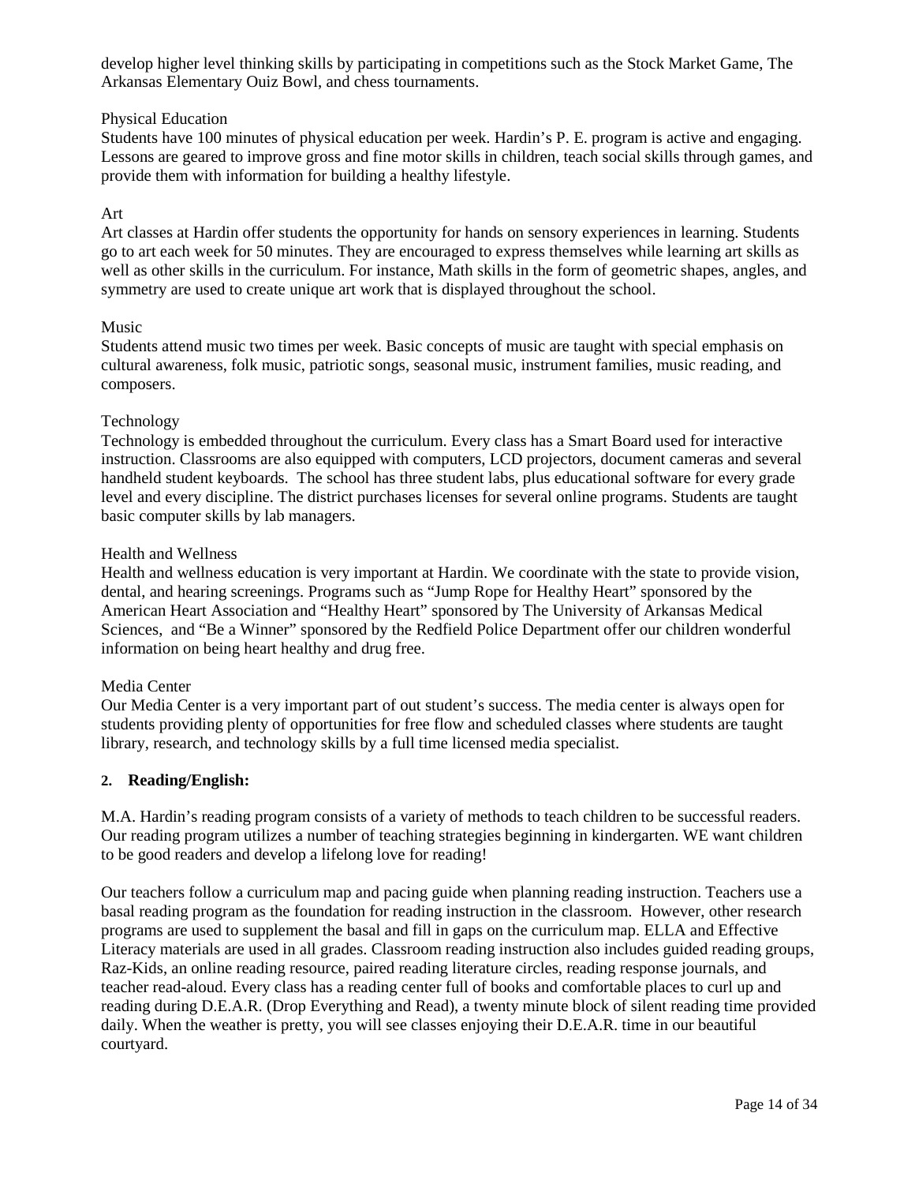develop higher level thinking skills by participating in competitions such as the Stock Market Game, The Arkansas Elementary Ouiz Bowl, and chess tournaments.

Physical Education

Students have 100 minutes of physical education per week. Hardin's P. E. program is active and engaging. Lessons are geared to improve gross and fine motor skills in children, teach social skills through games, and provide them with information for building a healthy lifestyle.

Art

Art classes at Hardin offer students the opportunity for hands on sensory experiences in learning. Students go to art each week for 50 minutes. They are encouraged to express themselves while learning art skills as well as other skills in the curriculum. For instance, Math skills in the form of geometric shapes, angles, and symmetry are used to create unique art work that is displayed throughout the school.

Music

Students attend music two times per week. Basic concepts of music are taught with special emphasis on cultural awareness, folk music, patriotic songs, seasonal music, instrument families, music reading, and composers.

Technology

Technology is embedded throughout the curriculum. Every class has a Smart Board used for interactive instruction. Classrooms are also equipped with computers, LCD projectors, document cameras and several handheld student keyboards. The school has three student labs, plus educational software for every grade level and every discipline. The district purchases licenses for several online programs. Students are taught basic computer skills by lab managers.

Health and Wellness

Health and wellness education is very important at Hardin. We coordinate with the state to provide vision, dental, and hearing screenings. Programs such as "Jump Rope for Healthy Heart" sponsored by the American Heart Association and "Healthy Heart" sponsored by The University of Arkansas Medical Sciences, and "Be a Winner" sponsored by the Redfield Police Department offer our children wonderful information on being heart healthy and drug free.

Media Center

Our Media Center is a very important part of out student's success. The media center is always open for students providing plenty of opportunities for free flow and scheduled classes where students are taught library, research, and technology skills by a full time licensed media specialist.

**2. Reading/English:**

M.A. Hardin's reading program consists of a variety of methods to teach children to be successful readers. Our reading program utilizes a number of teaching strategies beginning in kindergarten. WE want children to be good readers and develop a lifelong love for reading!

Our teachers follow a curriculum map and pacing guide when planning reading instruction. Teachers use a basal reading program as the foundation for reading instruction in the classroom. However, other research programs are used to supplement the basal and fill in gaps on the curriculum map. ELLA and Effective Literacy materials are used in all grades. Classroom reading instruction also includes guided reading groups, Raz-Kids, an online reading resource, paired reading literature circles, reading response journals, and teacher read-aloud. Every class has a reading center full of books and comfortable places to curl up and reading during D.E.A.R. (Drop Everything and Read), a twenty minute block of silent reading time provided daily. When the weather is pretty, you will see classes enjoying their D.E.A.R. time in our beautiful courtyard.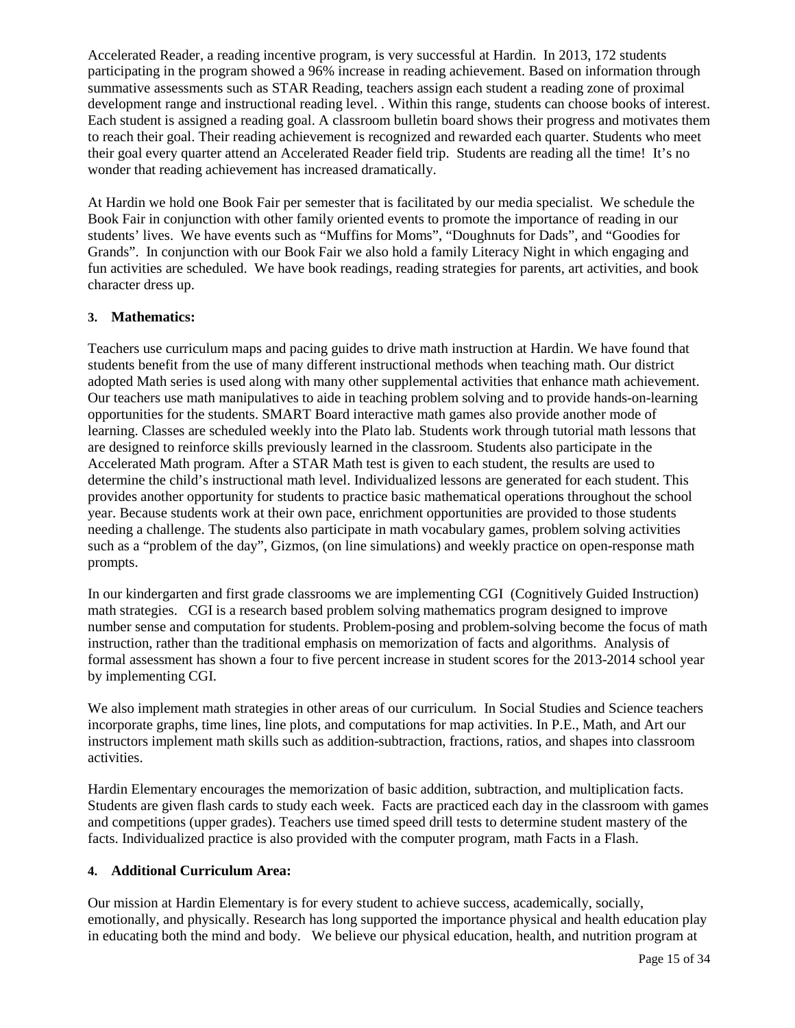Accelerated Reader, a reading incentive program, is very successful at Hardin. In 2013, 172 students participating in the program showed a 96% increase in reading achievement. Based on information through summative assessments such as STAR Reading, teachers assign each student a reading zone of proximal development range and instructional reading level. . Within this range, students can choose books of interest. Each student is assigned a reading goal. A classroom bulletin board shows their progress and motivates them to reach their goal. Their reading achievement is recognized and rewarded each quarter. Students who meet their goal every quarter attend an Accelerated Reader field trip. Students are reading all the time! It's no wonder that reading achievement has increased dramatically.

At Hardin we hold one Book Fair per semester that is facilitated by our media specialist. We schedule the Book Fair in conjunction with other family oriented events to promote the importance of reading in our students' lives. We have events such as "Muffins for Moms", "Doughnuts for Dads", and "Goodies for Grands". In conjunction with our Book Fair we also hold a family Literacy Night in which engaging and fun activities are scheduled. We have book readings, reading strategies for parents, art activities, and book character dress up.

**3. Mathematics:**

Teachers use curriculum maps and pacing guides to drive math instruction at Hardin. We have found that students benefit from the use of many different instructional methods when teaching math. Our district adopted Math series is used along with many other supplemental activities that enhance math achievement. Our teachers use math manipulatives to aide in teaching problem solving and to provide hands-on-learning opportunities for the students. SMART Board interactive math games also provide another mode of learning. Classes are scheduled weekly into the Plato lab. Students work through tutorial math lessons that are designed to reinforce skills previously learned in the classroom. Students also participate in the Accelerated Math program. After a STAR Math test is given to each student, the results are used to determine the child's instructional math level. Individualized lessons are generated for each student. This provides another opportunity for students to practice basic mathematical operations throughout the school year. Because students work at their own pace, enrichment opportunities are provided to those students needing a challenge. The students also participate in math vocabulary games, problem solving activities such as a "problem of the day", Gizmos, (on line simulations) and weekly practice on open-response math prompts.

In our kindergarten and first grade classrooms we are implementing CGI (Cognitively Guided Instruction) math strategies. CGI is a research based problem solving mathematics program designed to improve number sense and computation for students. Problem-posing and problem-solving become the focus of math instruction, rather than the traditional emphasis on memorization of facts and algorithms. Analysis of formal assessment has shown a four to five percent increase in student scores for the 2013-2014 school year by implementing CGI.

We also implement math strategies in other areas of our curriculum. In Social Studies and Science teachers incorporate graphs, time lines, line plots, and computations for map activities. In P.E., Math, and Art our instructors implement math skills such as addition-subtraction, fractions, ratios, and shapes into classroom activities.

Hardin Elementary encourages the memorization of basic addition, subtraction, and multiplication facts. Students are given flash cards to study each week. Facts are practiced each day in the classroom with games and competitions (upper grades). Teachers use timed speed drill tests to determine student mastery of the facts. Individualized practice is also provided with the computer program, math Facts in a Flash.

**4. Additional Curriculum Area:**

Our mission at Hardin Elementary is for every student to achieve success, academically, socially, emotionally, and physically. Research has long supported the importance physical and health education play in educating both the mind and body. We believe our physical education, health, and nutrition program at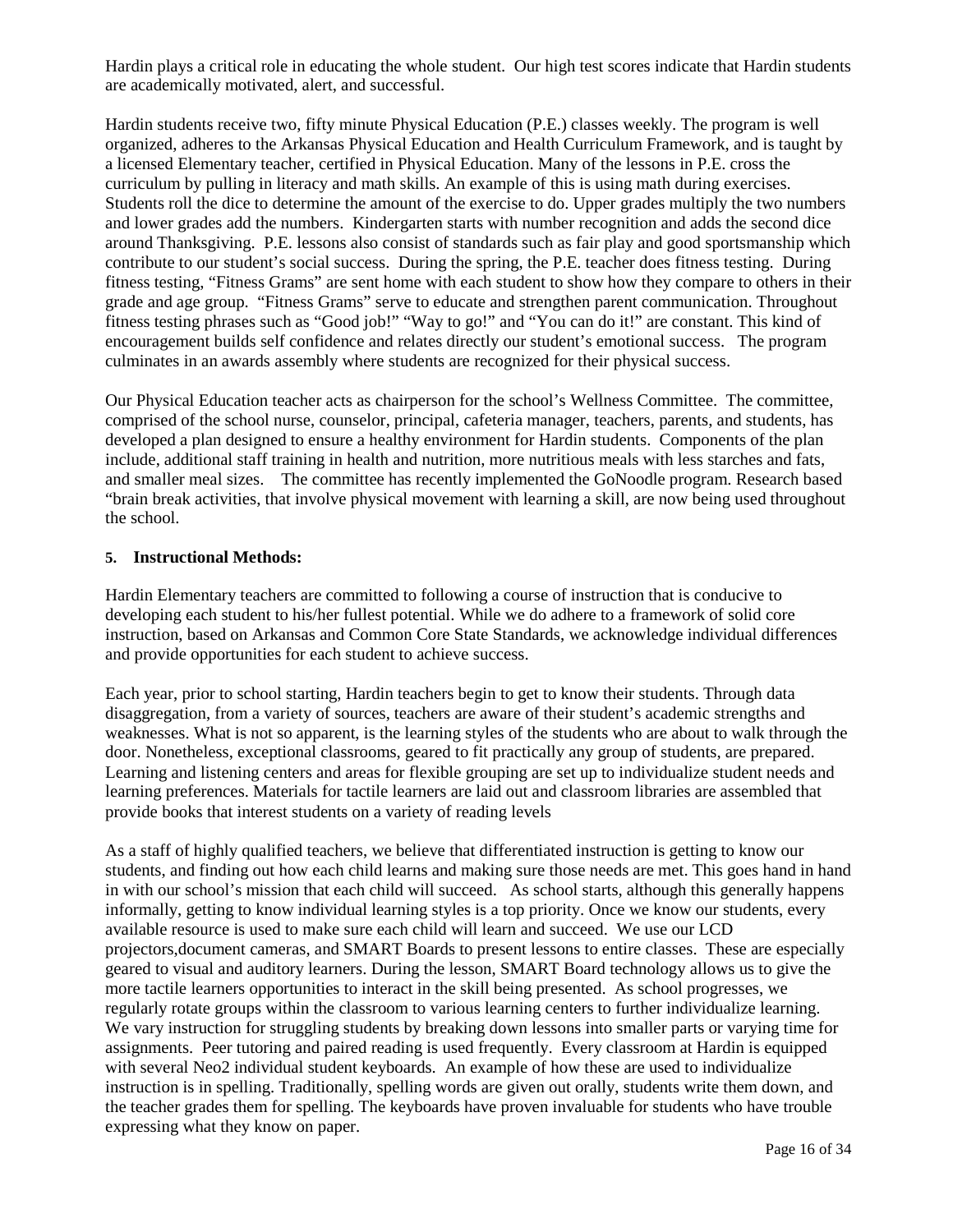Hardin plays a critical role in educating the whole student. Our high test scores indicate that Hardin students are academically motivated, alert, and successful.

Hardin students receive two, fifty minute Physical Education (P.E.) classes weekly. The program is well organized, adheres to the Arkansas Physical Education and Health Curriculum Framework, and is taught by a licensed Elementary teacher, certified in Physical Education. Many of the lessons in P.E. cross the curriculum by pulling in literacy and math skills. An example of this is using math during exercises. Students roll the dice to determine the amount of the exercise to do. Upper grades multiply the two numbers and lower grades add the numbers. Kindergarten starts with number recognition and adds the second dice around Thanksgiving. P.E. lessons also consist of standards such as fair play and good sportsmanship which contribute to our student's social success. During the spring, the P.E. teacher does fitness testing. During fitness testing, "Fitness Grams" are sent home with each student to show how they compare to others in their grade and age group. "Fitness Grams" serve to educate and strengthen parent communication. Throughout fitness testing phrases such as "Good job!" "Way to go!" and "You can do it!" are constant. This kind of encouragement builds self confidence and relates directly our student's emotional success. The program culminates in an awards assembly where students are recognized for their physical success.

Our Physical Education teacher acts as chairperson for the school's Wellness Committee. The committee, comprised of the school nurse, counselor, principal, cafeteria manager, teachers, parents, and students, has developed a plan designed to ensure a healthy environment for Hardin students. Components of the plan include, additional staff training in health and nutrition, more nutritious meals with less starches and fats, and smaller meal sizes. The committee has recently implemented the GoNoodle program. Research based "brain break activities, that involve physical movement with learning a skill, are now being used throughout the school.

**5. Instructional Methods:**

Hardin Elementary teachers are committed to following a course of instruction that is conducive to developing each student to his/her fullest potential. While we do adhere to a framework of solid core instruction, based on Arkansas and Common Core State Standards, we acknowledge individual differences and provide opportunities for each student to achieve success.

Each year, prior to school starting, Hardin teachers begin to get to know their students. Through data disaggregation, from a variety of sources, teachers are aware of their student's academic strengths and weaknesses. What is not so apparent, is the learning styles of the students who are about to walk through the door. Nonetheless, exceptional classrooms, geared to fit practically any group of students, are prepared. Learning and listening centers and areas for flexible grouping are set up to individualize student needs and learning preferences. Materials for tactile learners are laid out and classroom libraries are assembled that provide books that interest students on a variety of reading levels

As a staff of highly qualified teachers, we believe that differentiated instruction is getting to know our students, and finding out how each child learns and making sure those needs are met. This goes hand in hand in with our school's mission that each child will succeed. As school starts, although this generally happens informally, getting to know individual learning styles is a top priority. Once we know our students, every available resource is used to make sure each child will learn and succeed. We use our LCD projectors,document cameras, and SMART Boards to present lessons to entire classes. These are especially geared to visual and auditory learners. During the lesson, SMART Board technology allows us to give the more tactile learners opportunities to interact in the skill being presented. As school progresses, we regularly rotate groups within the classroom to various learning centers to further individualize learning. We vary instruction for struggling students by breaking down lessons into smaller parts or varying time for assignments. Peer tutoring and paired reading is used frequently. Every classroom at Hardin is equipped with several Neo2 individual student keyboards. An example of how these are used to individualize instruction is in spelling. Traditionally, spelling words are given out orally, students write them down, and the teacher grades them for spelling. The keyboards have proven invaluable for students who have trouble expressing what they know on paper.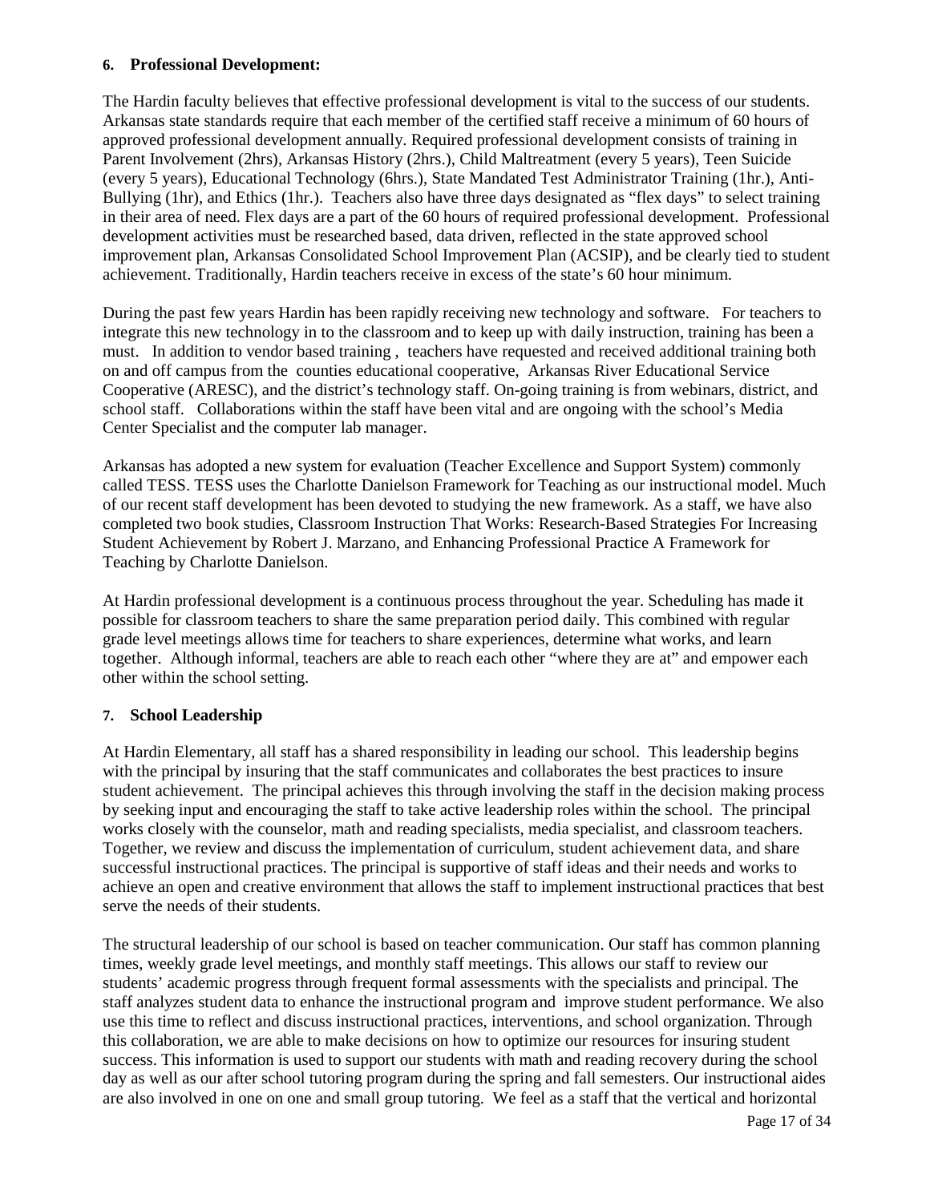**6. Professional Development:**

The Hardin faculty believes that effective professional development is vital to the success of our students. Arkansas state standards require that each member of the certified staff receive a minimum of 60 hours of approved professional development annually. Required professional development consists of training in Parent Involvement (2hrs), Arkansas History (2hrs.), Child Maltreatment (every 5 years), Teen Suicide (every 5 years), Educational Technology (6hrs.), State Mandated Test Administrator Training (1hr.), Anti-Bullying (1hr), and Ethics (1hr.). Teachers also have three days designated as "flex days" to select training in their area of need. Flex days are a part of the 60 hours of required professional development. Professional development activities must be researched based, data driven, reflected in the state approved school improvement plan, Arkansas Consolidated School Improvement Plan (ACSIP), and be clearly tied to student achievement. Traditionally, Hardin teachers receive in excess of the state's 60 hour minimum.

During the past few years Hardin has been rapidly receiving new technology and software. For teachers to integrate this new technology in to the classroom and to keep up with daily instruction, training has been a must. In addition to vendor based training , teachers have requested and received additional training both on and off campus from the counties educational cooperative, Arkansas River Educational Service Cooperative (ARESC), and the district's technology staff. On-going training is from webinars, district, and school staff. Collaborations within the staff have been vital and are ongoing with the school's Media Center Specialist and the computer lab manager.

Arkansas has adopted a new system for evaluation (Teacher Excellence and Support System) commonly called TESS. TESS uses the Charlotte Danielson Framework for Teaching as our instructional model. Much of our recent staff development has been devoted to studying the new framework. As a staff, we have also completed two book studies, Classroom Instruction That Works: Research-Based Strategies For Increasing Student Achievement by Robert J. Marzano, and Enhancing Professional Practice A Framework for Teaching by Charlotte Danielson.

At Hardin professional development is a continuous process throughout the year. Scheduling has made it possible for classroom teachers to share the same preparation period daily. This combined with regular grade level meetings allows time for teachers to share experiences, determine what works, and learn together. Although informal, teachers are able to reach each other "where they are at" and empower each other within the school setting.

**7. School Leadership**

At Hardin Elementary, all staff has a shared responsibility in leading our school. This leadership begins with the principal by insuring that the staff communicates and collaborates the best practices to insure student achievement. The principal achieves this through involving the staff in the decision making process by seeking input and encouraging the staff to take active leadership roles within the school. The principal works closely with the counselor, math and reading specialists, media specialist, and classroom teachers. Together, we review and discuss the implementation of curriculum, student achievement data, and share successful instructional practices. The principal is supportive of staff ideas and their needs and works to achieve an open and creative environment that allows the staff to implement instructional practices that best serve the needs of their students.

The structural leadership of our school is based on teacher communication. Our staff has common planning times, weekly grade level meetings, and monthly staff meetings. This allows our staff to review our students' academic progress through frequent formal assessments with the specialists and principal. The staff analyzes student data to enhance the instructional program and improve student performance. We also use this time to reflect and discuss instructional practices, interventions, and school organization. Through this collaboration, we are able to make decisions on how to optimize our resources for insuring student success. This information is used to support our students with math and reading recovery during the school day as well as our after school tutoring program during the spring and fall semesters. Our instructional aides are also involved in one on one and small group tutoring. We feel as a staff that the vertical and horizontal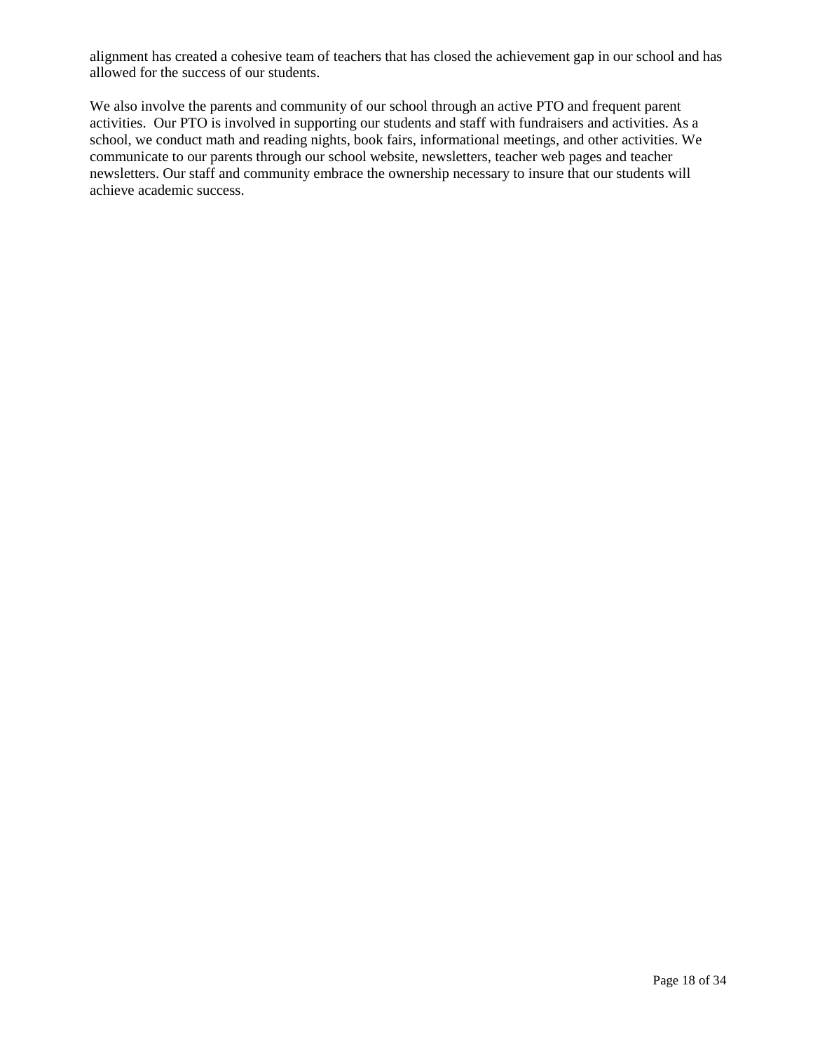alignment has created a cohesive team of teachers that has closed the achievement gap in our school and has allowed for the success of our students.

We also involve the parents and community of our school through an active PTO and frequent parent activities. Our PTO is involved in supporting our students and staff with fundraisers and activities. As a school, we conduct math and reading nights, book fairs, informational meetings, and other activities. We communicate to our parents through our school website, newsletters, teacher web pages and teacher newsletters. Our staff and community embrace the ownership necessary to insure that our students will achieve academic success.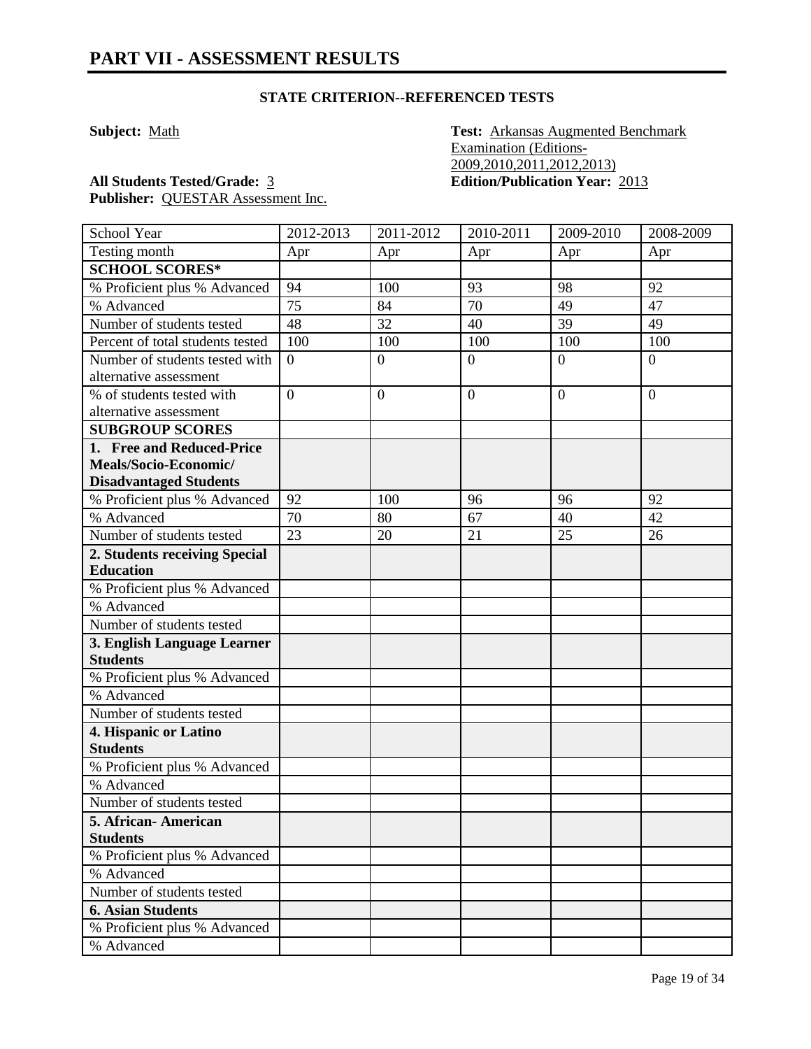# PART VII - ASSESSMENT RESULTS

### STATE CRITERION--REFERENCED TESTS

**Subject:** Math

**Test:** Arkansas Augmented Benchmark Examination (Editions- 2009,2010,2011,2012,2013)

**All Students Tested/Grade:** 3

**Edition/Publication Year:** 2013

**Publisher:** QUESTAR Assessment Inc.

| School Year | 2012-2013 | 2011-2012 | 2010-2011 | 2009-2010 | 2008-2009 |
|---|---|---|---|---|---|
| Testing month | Apr | Apr | Apr | Apr | Apr |
| **SCHOOL SCORES*** | | | | | |
| % Proficient plus % Advanced | 94 | 100 | 93 | 98 | 92 |
| % Advanced | 75 | 84 | 70 | 49 | 47 |
| Number of students tested | 48 | 32 | 40 | 39 | 49 |
| Percent of total students tested | 100 | 100 | 100 | 100 | 100 |
| Number of students tested with alternative assessment | 0 | 0 | 0 | 0 | 0 |
| % of students tested with alternative assessment | 0 | 0 | 0 | 0 | 0 |
| **SUBGROUP SCORES** | | | | | |
| **1. Free and Reduced-Price Meals/Socio-Economic/ Disadvantaged Students** | | | | | |
| % Proficient plus % Advanced | 92 | 100 | 96 | 96 | 92 |
| % Advanced | 70 | 80 | 67 | 40 | 42 |
| Number of students tested | 23 | 20 | 21 | 25 | 26 |
| **2. Students receiving Special Education** | | | | | |
| % Proficient plus % Advanced | | | | | |
| % Advanced | | | | | |
| Number of students tested | | | | | |
| **3. English Language Learner Students** | | | | | |
| % Proficient plus % Advanced | | | | | |
| % Advanced | | | | | |
| Number of students tested | | | | | |
| **4. Hispanic or Latino Students** | | | | | |
| % Proficient plus % Advanced | | | | | |
| % Advanced | | | | | |
| Number of students tested | | | | | |
| **5. African- American Students** | | | | | |
| % Proficient plus % Advanced | | | | | |
| % Advanced | | | | | |
| Number of students tested | | | | | |
| **6. Asian Students** | | | | | |
| % Proficient plus % Advanced | | | | | |
| % Advanced | | | | | |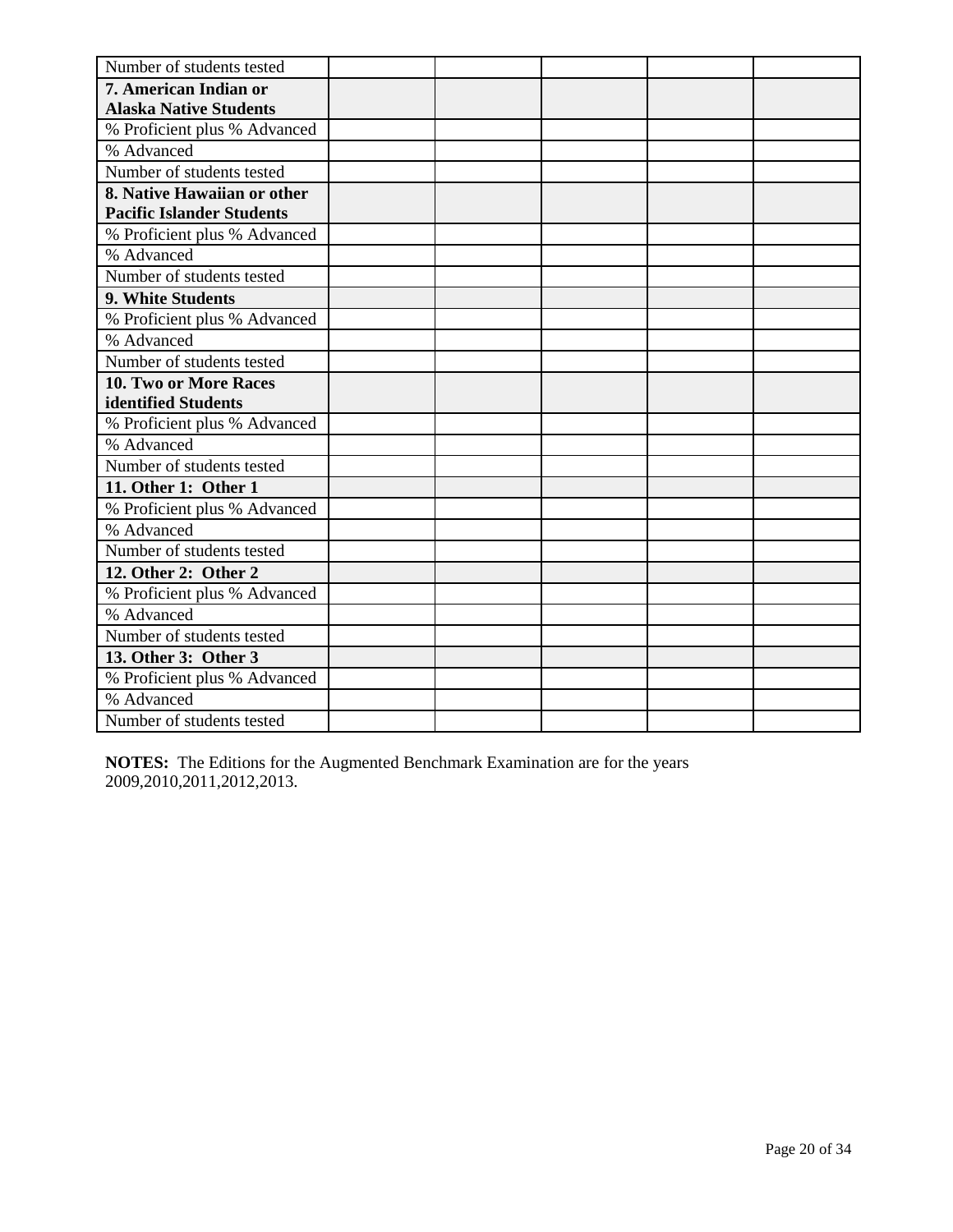| Number of students tested | | | | | |
|---|---|---|---|---|---|
| **7. American Indian or Alaska Native Students** | | | | | |
| % Proficient plus % Advanced | | | | | |
| % Advanced | | | | | |
| Number of students tested | | | | | |
| **8. Native Hawaiian or other Pacific Islander Students** | | | | | |
| % Proficient plus % Advanced | | | | | |
| % Advanced | | | | | |
| Number of students tested | | | | | |
| **9. White Students** | | | | | |
| % Proficient plus % Advanced | | | | | |
| % Advanced | | | | | |
| Number of students tested | | | | | |
| **10. Two or More Races identified Students** | | | | | |
| % Proficient plus % Advanced | | | | | |
| % Advanced | | | | | |
| Number of students tested | | | | | |
| **11. Other 1: Other 1** | | | | | |
| % Proficient plus % Advanced | | | | | |
| % Advanced | | | | | |
| Number of students tested | | | | | |
| **12. Other 2: Other 2** | | | | | |
| % Proficient plus % Advanced | | | | | |
| % Advanced | | | | | |
| Number of students tested | | | | | |
| **13. Other 3: Other 3** | | | | | |
| % Proficient plus % Advanced | | | | | |
| % Advanced | | | | | |
| Number of students tested | | | | | |

**NOTES:** The Editions for the Augmented Benchmark Examination are for the years 2009,2010,2011,2012,2013.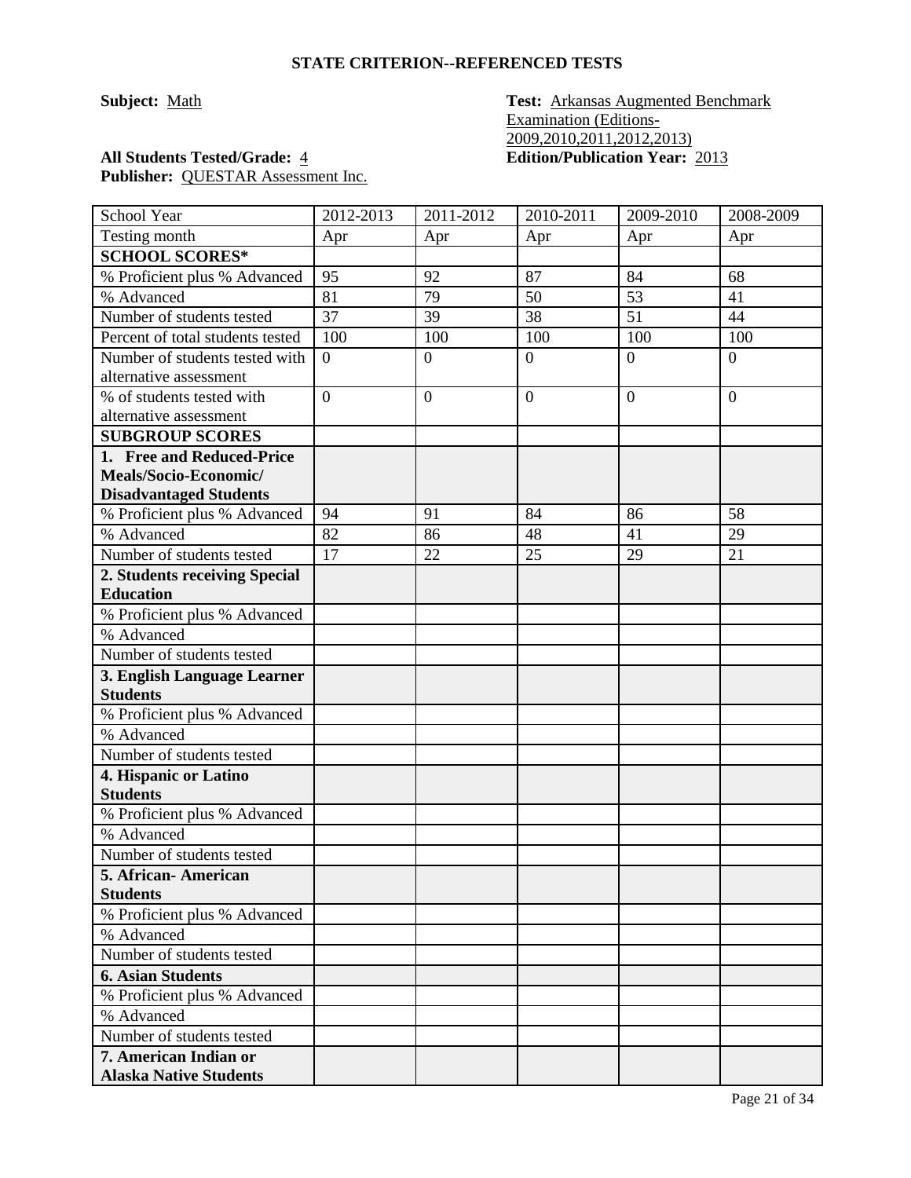## STATE CRITERION--REFERENCED TESTS

**Subject:** Math

**Test:** Arkansas Augmented Benchmark Examination (Editions-2009,2010,2011,2012,2013)

**All Students Tested/Grade:** 4

**Edition/Publication Year:** 2013

**Publisher:** QUESTAR Assessment Inc.

| School Year | 2012-2013 | 2011-2012 | 2010-2011 | 2009-2010 | 2008-2009 |
|---|---|---|---|---|---|
| Testing month | Apr | Apr | Apr | Apr | Apr |
| **SCHOOL SCORES*** | | | | | |
| % Proficient plus % Advanced | 95 | 92 | 87 | 84 | 68 |
| % Advanced | 81 | 79 | 50 | 53 | 41 |
| Number of students tested | 37 | 39 | 38 | 51 | 44 |
| Percent of total students tested | 100 | 100 | 100 | 100 | 100 |
| Number of students tested with alternative assessment | 0 | 0 | 0 | 0 | 0 |
| % of students tested with alternative assessment | 0 | 0 | 0 | 0 | 0 |
| **SUBGROUP SCORES** | | | | | |
| **1. Free and Reduced-Price Meals/Socio-Economic/ Disadvantaged Students** | | | | | |
| % Proficient plus % Advanced | 94 | 91 | 84 | 86 | 58 |
| % Advanced | 82 | 86 | 48 | 41 | 29 |
| Number of students tested | 17 | 22 | 25 | 29 | 21 |
| **2. Students receiving Special Education** | | | | | |
| % Proficient plus % Advanced | | | | | |
| % Advanced | | | | | |
| Number of students tested | | | | | |
| **3. English Language Learner Students** | | | | | |
| % Proficient plus % Advanced | | | | | |
| % Advanced | | | | | |
| Number of students tested | | | | | |
| **4. Hispanic or Latino Students** | | | | | |
| % Proficient plus % Advanced | | | | | |
| % Advanced | | | | | |
| Number of students tested | | | | | |
| **5. African- American Students** | | | | | |
| % Proficient plus % Advanced | | | | | |
| % Advanced | | | | | |
| Number of students tested | | | | | |
| **6. Asian Students** | | | | | |
| % Proficient plus % Advanced | | | | | |
| % Advanced | | | | | |
| Number of students tested | | | | | |
| **7. American Indian or Alaska Native Students** | | | | | |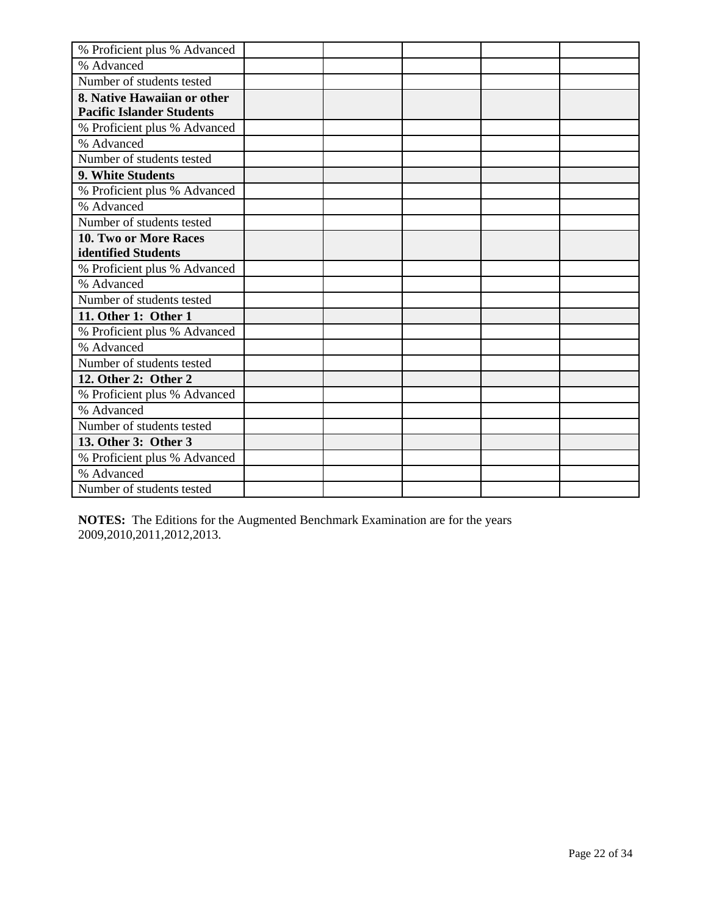| % Proficient plus % Advanced | | | | | |
|---|---|---|---|---|---|
| % Advanced | | | | | |
| Number of students tested | | | | | |
| **8. Native Hawaiian or other Pacific Islander Students** | | | | | |
| % Proficient plus % Advanced | | | | | |
| % Advanced | | | | | |
| Number of students tested | | | | | |
| **9. White Students** | | | | | |
| % Proficient plus % Advanced | | | | | |
| % Advanced | | | | | |
| Number of students tested | | | | | |
| **10. Two or More Races identified Students** | | | | | |
| % Proficient plus % Advanced | | | | | |
| % Advanced | | | | | |
| Number of students tested | | | | | |
| **11. Other 1: Other 1** | | | | | |
| % Proficient plus % Advanced | | | | | |
| % Advanced | | | | | |
| Number of students tested | | | | | |
| **12. Other 2: Other 2** | | | | | |
| % Proficient plus % Advanced | | | | | |
| % Advanced | | | | | |
| Number of students tested | | | | | |
| **13. Other 3: Other 3** | | | | | |
| % Proficient plus % Advanced | | | | | |
| % Advanced | | | | | |
| Number of students tested | | | | | |

**NOTES:** The Editions for the Augmented Benchmark Examination are for the years 2009,2010,2011,2012,2013.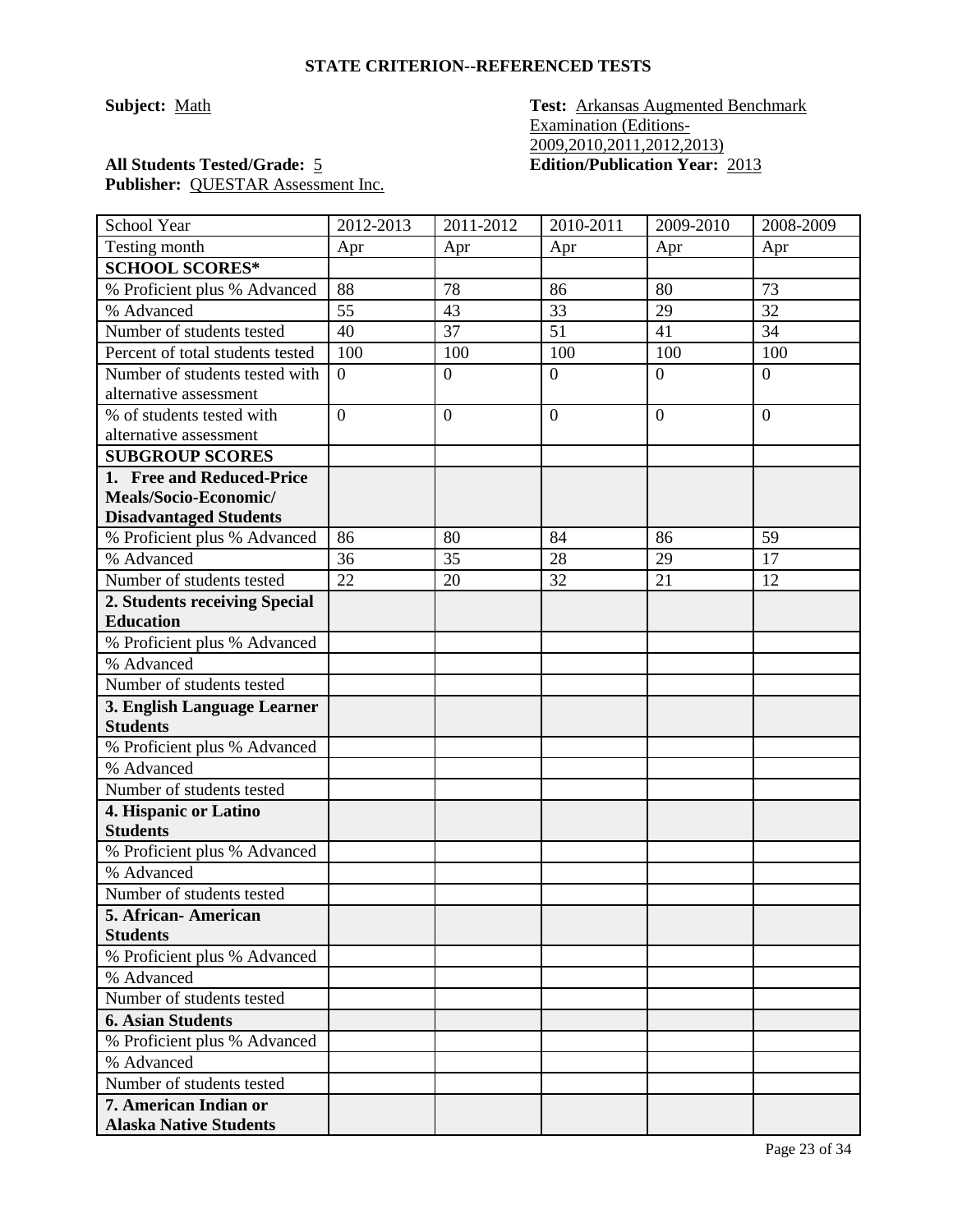## STATE CRITERION--REFERENCED TESTS

**Subject:** Math

**Test:** Arkansas Augmented Benchmark Examination (Editions-2009,2010,2011,2012,2013)

**All Students Tested/Grade:** 5

**Edition/Publication Year:** 2013

**Publisher:** QUESTAR Assessment Inc.

| School Year | 2012-2013 | 2011-2012 | 2010-2011 | 2009-2010 | 2008-2009 |
|---|---|---|---|---|---|
| Testing month | Apr | Apr | Apr | Apr | Apr |
| **SCHOOL SCORES*** | | | | | |
| % Proficient plus % Advanced | 88 | 78 | 86 | 80 | 73 |
| % Advanced | 55 | 43 | 33 | 29 | 32 |
| Number of students tested | 40 | 37 | 51 | 41 | 34 |
| Percent of total students tested | 100 | 100 | 100 | 100 | 100 |
| Number of students tested with alternative assessment | 0 | 0 | 0 | 0 | 0 |
| % of students tested with alternative assessment | 0 | 0 | 0 | 0 | 0 |
| **SUBGROUP SCORES** | | | | | |
| **1. Free and Reduced-Price Meals/Socio-Economic/ Disadvantaged Students** | | | | | |
| % Proficient plus % Advanced | 86 | 80 | 84 | 86 | 59 |
| % Advanced | 36 | 35 | 28 | 29 | 17 |
| Number of students tested | 22 | 20 | 32 | 21 | 12 |
| **2. Students receiving Special Education** | | | | | |
| % Proficient plus % Advanced | | | | | |
| % Advanced | | | | | |
| Number of students tested | | | | | |
| **3. English Language Learner Students** | | | | | |
| % Proficient plus % Advanced | | | | | |
| % Advanced | | | | | |
| Number of students tested | | | | | |
| **4. Hispanic or Latino Students** | | | | | |
| % Proficient plus % Advanced | | | | | |
| % Advanced | | | | | |
| Number of students tested | | | | | |
| **5. African- American Students** | | | | | |
| % Proficient plus % Advanced | | | | | |
| % Advanced | | | | | |
| Number of students tested | | | | | |
| **6. Asian Students** | | | | | |
| % Proficient plus % Advanced | | | | | |
| % Advanced | | | | | |
| Number of students tested | | | | | |
| **7. American Indian or Alaska Native Students** | | | | | |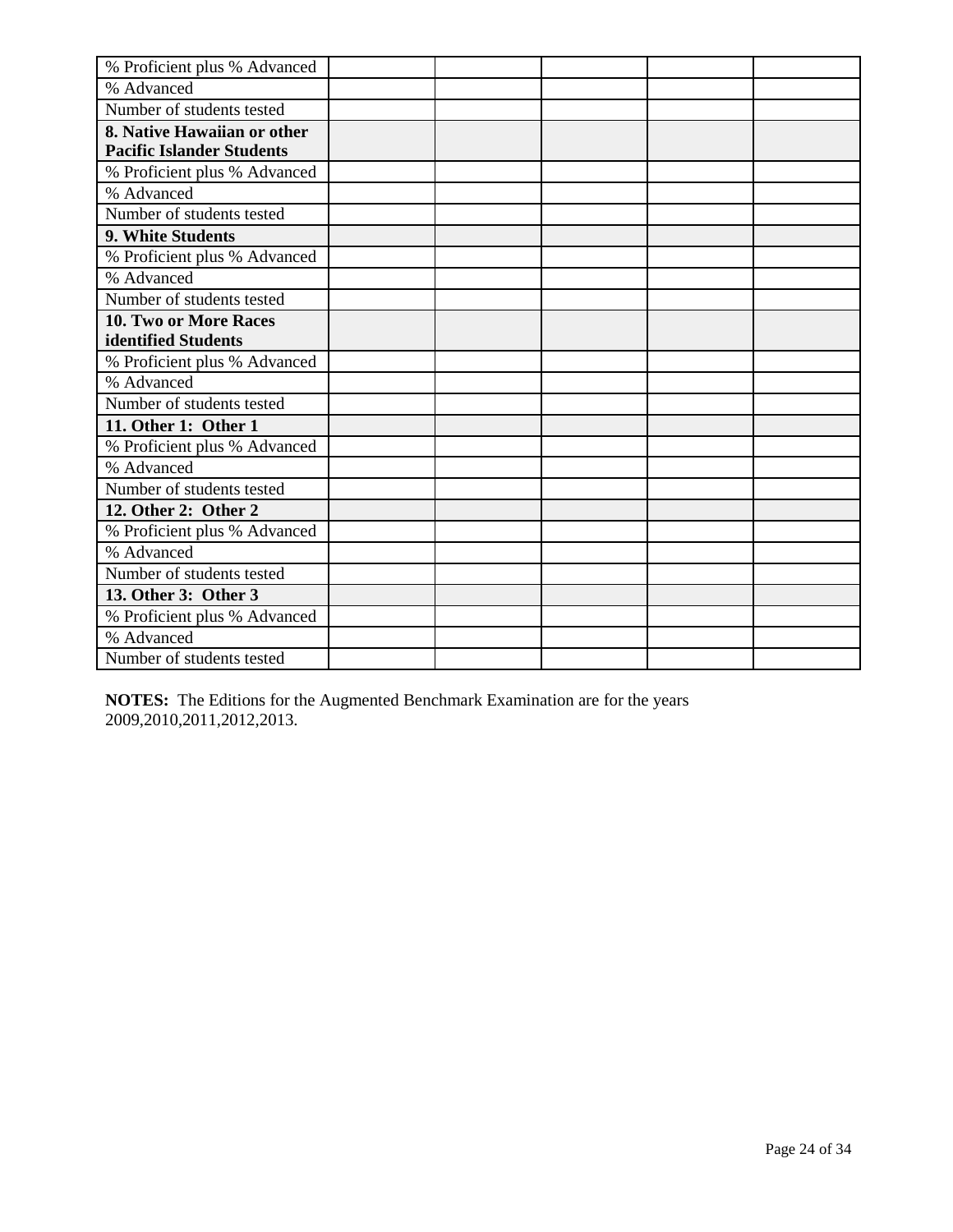| | | | | | |
|---|---|---|---|---|---|
| % Proficient plus % Advanced | | | | | |
| % Advanced | | | | | |
| Number of students tested | | | | | |
| **8. Native Hawaiian or other Pacific Islander Students** | | | | | |
| % Proficient plus % Advanced | | | | | |
| % Advanced | | | | | |
| Number of students tested | | | | | |
| **9. White Students** | | | | | |
| % Proficient plus % Advanced | | | | | |
| % Advanced | | | | | |
| Number of students tested | | | | | |
| **10. Two or More Races identified Students** | | | | | |
| % Proficient plus % Advanced | | | | | |
| % Advanced | | | | | |
| Number of students tested | | | | | |
| **11. Other 1: Other 1** | | | | | |
| % Proficient plus % Advanced | | | | | |
| % Advanced | | | | | |
| Number of students tested | | | | | |
| **12. Other 2: Other 2** | | | | | |
| % Proficient plus % Advanced | | | | | |
| % Advanced | | | | | |
| Number of students tested | | | | | |
| **13. Other 3: Other 3** | | | | | |
| % Proficient plus % Advanced | | | | | |
| % Advanced | | | | | |
| Number of students tested | | | | | |

**NOTES:** The Editions for the Augmented Benchmark Examination are for the years 2009,2010,2011,2012,2013.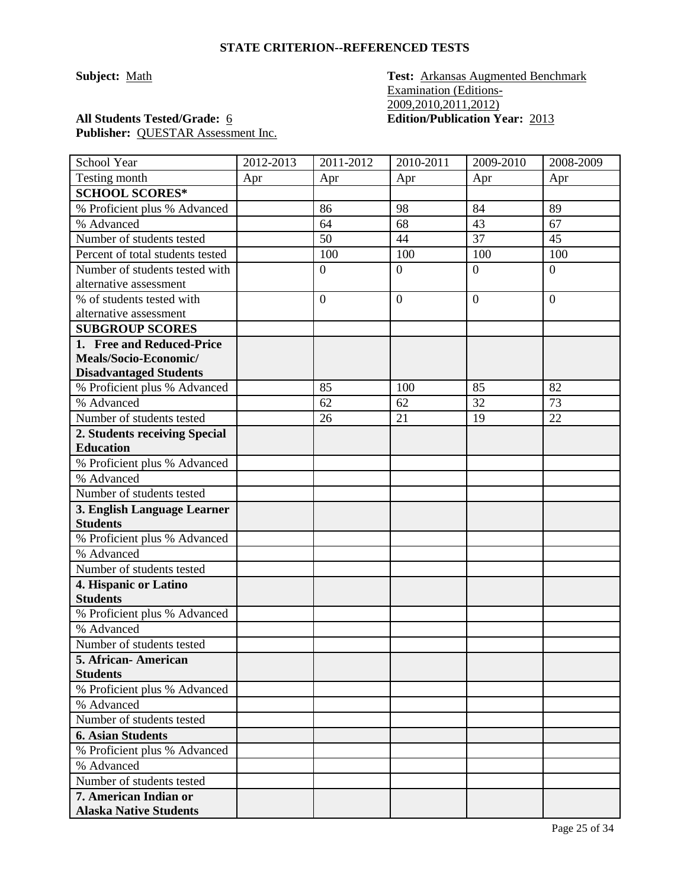## STATE CRITERION--REFERENCED TESTS

**Subject:** Math

**Test:** Arkansas Augmented Benchmark Examination (Editions-2009,2010,2011,2012)

**All Students Tested/Grade:** 6

**Edition/Publication Year:** 2013

**Publisher:** QUESTAR Assessment Inc.

| School Year | 2012-2013 | 2011-2012 | 2010-2011 | 2009-2010 | 2008-2009 |
|---|---|---|---|---|---|
| Testing month | Apr | Apr | Apr | Apr | Apr |
| **SCHOOL SCORES*** | | | | | |
| % Proficient plus % Advanced | | 86 | 98 | 84 | 89 |
| % Advanced | | 64 | 68 | 43 | 67 |
| Number of students tested | | 50 | 44 | 37 | 45 |
| Percent of total students tested | | 100 | 100 | 100 | 100 |
| Number of students tested with alternative assessment | | 0 | 0 | 0 | 0 |
| % of students tested with alternative assessment | | 0 | 0 | 0 | 0 |
| **SUBGROUP SCORES** | | | | | |
| **1. Free and Reduced-Price Meals/Socio-Economic/ Disadvantaged Students** | | | | | |
| % Proficient plus % Advanced | | 85 | 100 | 85 | 82 |
| % Advanced | | 62 | 62 | 32 | 73 |
| Number of students tested | | 26 | 21 | 19 | 22 |
| **2. Students receiving Special Education** | | | | | |
| % Proficient plus % Advanced | | | | | |
| % Advanced | | | | | |
| Number of students tested | | | | | |
| **3. English Language Learner Students** | | | | | |
| % Proficient plus % Advanced | | | | | |
| % Advanced | | | | | |
| Number of students tested | | | | | |
| **4. Hispanic or Latino Students** | | | | | |
| % Proficient plus % Advanced | | | | | |
| % Advanced | | | | | |
| Number of students tested | | | | | |
| **5. African- American Students** | | | | | |
| % Proficient plus % Advanced | | | | | |
| % Advanced | | | | | |
| Number of students tested | | | | | |
| **6. Asian Students** | | | | | |
| % Proficient plus % Advanced | | | | | |
| % Advanced | | | | | |
| Number of students tested | | | | | |
| **7. American Indian or Alaska Native Students** | | | | | |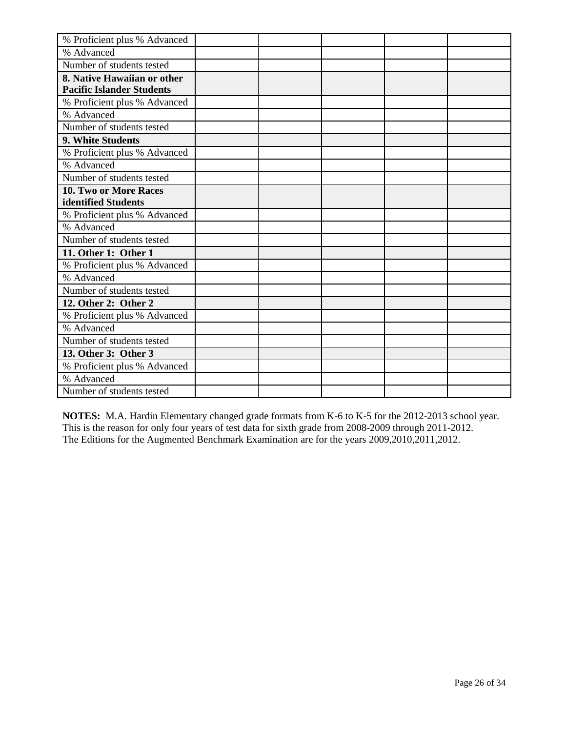| | | | | | |
|---|---|---|---|---|---|
| % Proficient plus % Advanced | | | | | |
| % Advanced | | | | | |
| Number of students tested | | | | | |
| **8. Native Hawaiian or other Pacific Islander Students** | | | | | |
| % Proficient plus % Advanced | | | | | |
| % Advanced | | | | | |
| Number of students tested | | | | | |
| **9. White Students** | | | | | |
| % Proficient plus % Advanced | | | | | |
| % Advanced | | | | | |
| Number of students tested | | | | | |
| **10. Two or More Races identified Students** | | | | | |
| % Proficient plus % Advanced | | | | | |
| % Advanced | | | | | |
| Number of students tested | | | | | |
| **11. Other 1: Other 1** | | | | | |
| % Proficient plus % Advanced | | | | | |
| % Advanced | | | | | |
| Number of students tested | | | | | |
| **12. Other 2: Other 2** | | | | | |
| % Proficient plus % Advanced | | | | | |
| % Advanced | | | | | |
| Number of students tested | | | | | |
| **13. Other 3: Other 3** | | | | | |
| % Proficient plus % Advanced | | | | | |
| % Advanced | | | | | |
| Number of students tested | | | | | |

**NOTES:** M.A. Hardin Elementary changed grade formats from K-6 to K-5 for the 2012-2013 school year. This is the reason for only four years of test data for sixth grade from 2008-2009 through 2011-2012. The Editions for the Augmented Benchmark Examination are for the years 2009,2010,2011,2012.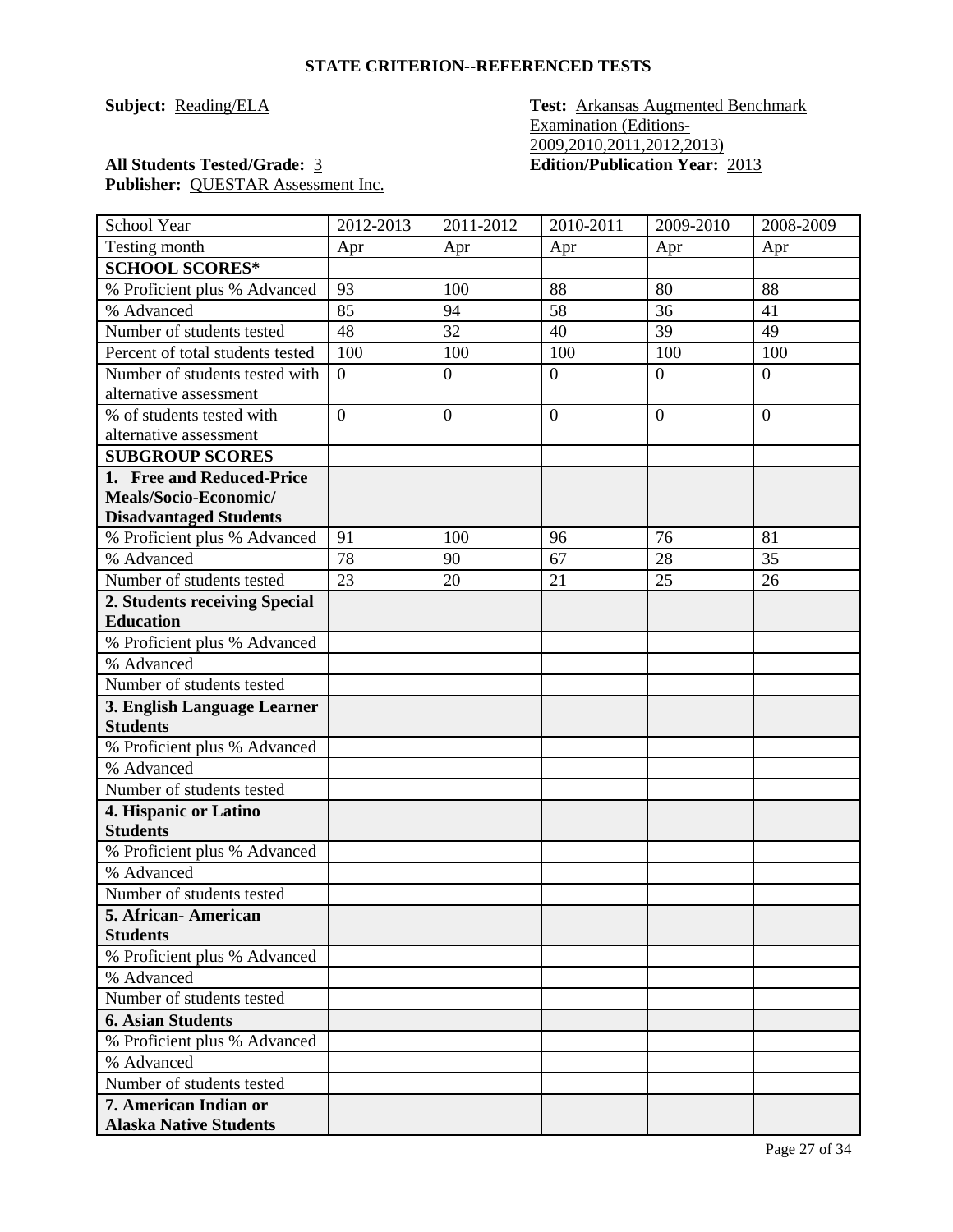## STATE CRITERION--REFERENCED TESTS

**Subject:** Reading/ELA

**Test:** Arkansas Augmented Benchmark Examination (Editions-2009,2010,2011,2012,2013)

**All Students Tested/Grade:** 3

**Edition/Publication Year:** 2013

**Publisher:** QUESTAR Assessment Inc.

| School Year | 2012-2013 | 2011-2012 | 2010-2011 | 2009-2010 | 2008-2009 |
|---|---|---|---|---|---|
| Testing month | Apr | Apr | Apr | Apr | Apr |
| **SCHOOL SCORES*** | | | | | |
| % Proficient plus % Advanced | 93 | 100 | 88 | 80 | 88 |
| % Advanced | 85 | 94 | 58 | 36 | 41 |
| Number of students tested | 48 | 32 | 40 | 39 | 49 |
| Percent of total students tested | 100 | 100 | 100 | 100 | 100 |
| Number of students tested with alternative assessment | 0 | 0 | 0 | 0 | 0 |
| % of students tested with alternative assessment | 0 | 0 | 0 | 0 | 0 |
| **SUBGROUP SCORES** | | | | | |
| **1. Free and Reduced-Price Meals/Socio-Economic/ Disadvantaged Students** | | | | | |
| % Proficient plus % Advanced | 91 | 100 | 96 | 76 | 81 |
| % Advanced | 78 | 90 | 67 | 28 | 35 |
| Number of students tested | 23 | 20 | 21 | 25 | 26 |
| **2. Students receiving Special Education** | | | | | |
| % Proficient plus % Advanced | | | | | |
| % Advanced | | | | | |
| Number of students tested | | | | | |
| **3. English Language Learner Students** | | | | | |
| % Proficient plus % Advanced | | | | | |
| % Advanced | | | | | |
| Number of students tested | | | | | |
| **4. Hispanic or Latino Students** | | | | | |
| % Proficient plus % Advanced | | | | | |
| % Advanced | | | | | |
| Number of students tested | | | | | |
| **5. African- American Students** | | | | | |
| % Proficient plus % Advanced | | | | | |
| % Advanced | | | | | |
| Number of students tested | | | | | |
| **6. Asian Students** | | | | | |
| % Proficient plus % Advanced | | | | | |
| % Advanced | | | | | |
| Number of students tested | | | | | |
| **7. American Indian or Alaska Native Students** | | | | | |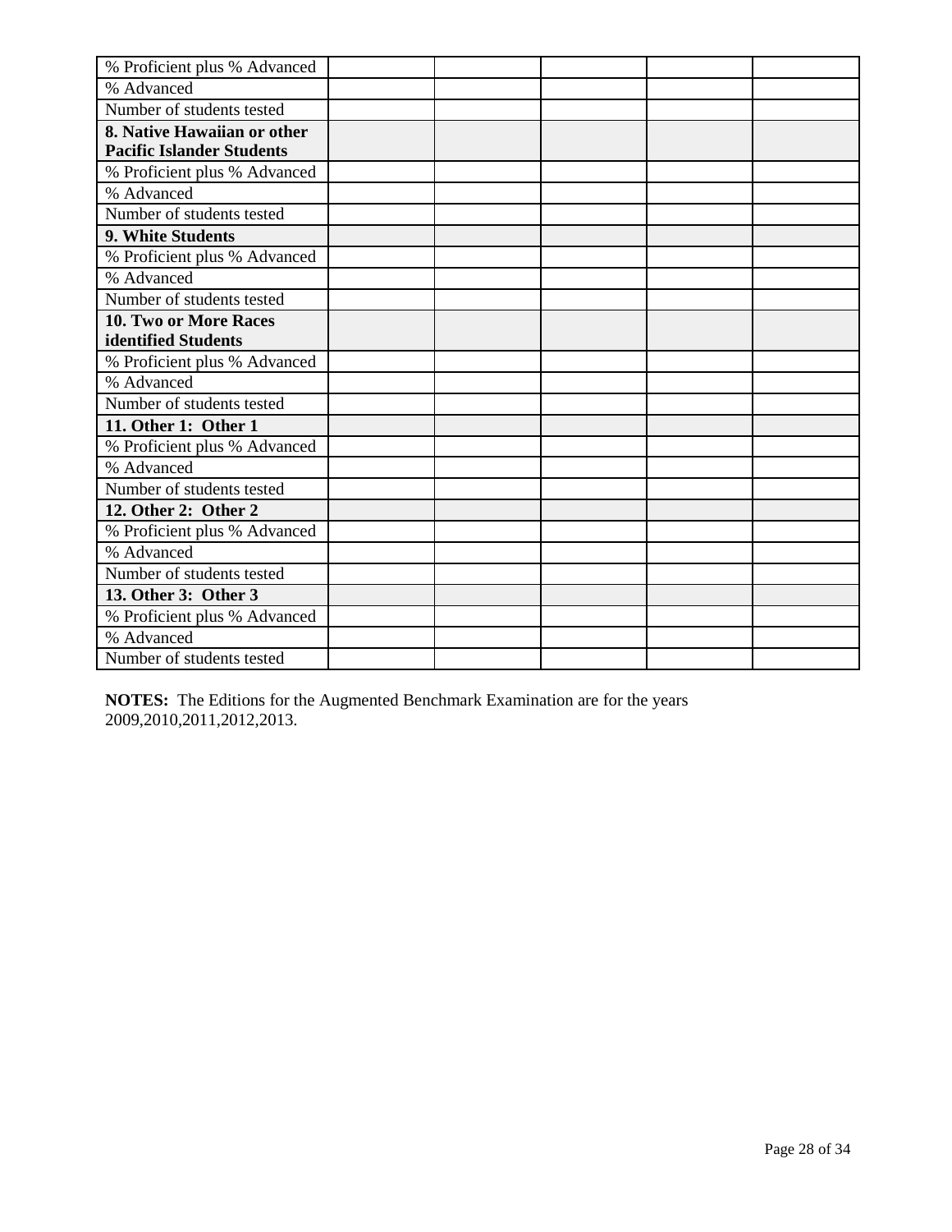| | | | | | |
|---|---|---|---|---|---|
| % Proficient plus % Advanced | | | | | |
| % Advanced | | | | | |
| Number of students tested | | | | | |
| **8. Native Hawaiian or other Pacific Islander Students** | | | | | |
| % Proficient plus % Advanced | | | | | |
| % Advanced | | | | | |
| Number of students tested | | | | | |
| **9. White Students** | | | | | |
| % Proficient plus % Advanced | | | | | |
| % Advanced | | | | | |
| Number of students tested | | | | | |
| **10. Two or More Races identified Students** | | | | | |
| % Proficient plus % Advanced | | | | | |
| % Advanced | | | | | |
| Number of students tested | | | | | |
| **11. Other 1: Other 1** | | | | | |
| % Proficient plus % Advanced | | | | | |
| % Advanced | | | | | |
| Number of students tested | | | | | |
| **12. Other 2: Other 2** | | | | | |
| % Proficient plus % Advanced | | | | | |
| % Advanced | | | | | |
| Number of students tested | | | | | |
| **13. Other 3: Other 3** | | | | | |
| % Proficient plus % Advanced | | | | | |
| % Advanced | | | | | |
| Number of students tested | | | | | |

**NOTES:** The Editions for the Augmented Benchmark Examination are for the years 2009,2010,2011,2012,2013.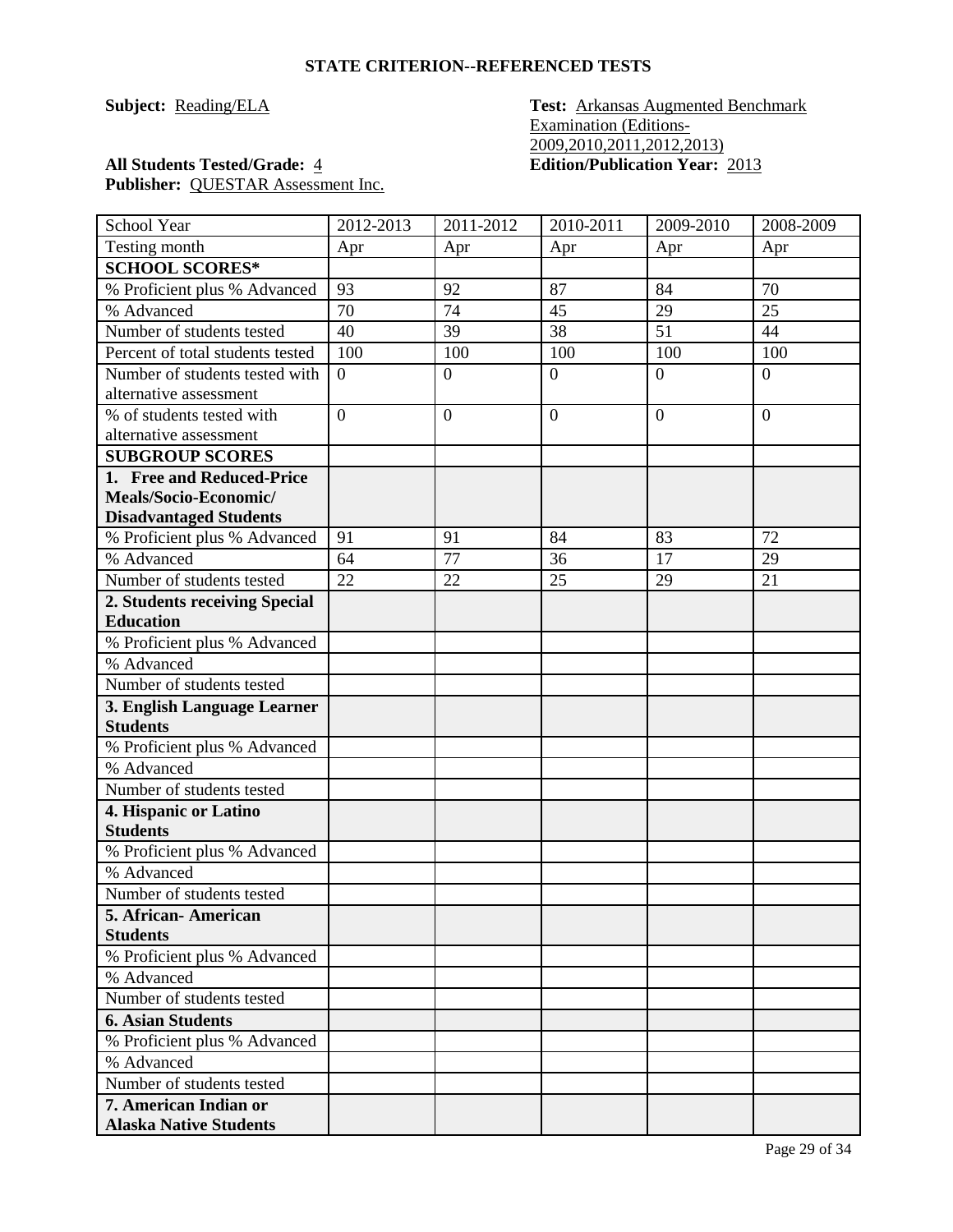## STATE CRITERION--REFERENCED TESTS

**Subject:** Reading/ELA

**Test:** Arkansas Augmented Benchmark Examination (Editions-2009,2010,2011,2012,2013)

**All Students Tested/Grade:** 4

**Edition/Publication Year:** 2013

**Publisher:** QUESTAR Assessment Inc.

| School Year | 2012-2013 | 2011-2012 | 2010-2011 | 2009-2010 | 2008-2009 |
|---|---|---|---|---|---|
| Testing month | Apr | Apr | Apr | Apr | Apr |
| **SCHOOL SCORES*** | | | | | |
| % Proficient plus % Advanced | 93 | 92 | 87 | 84 | 70 |
| % Advanced | 70 | 74 | 45 | 29 | 25 |
| Number of students tested | 40 | 39 | 38 | 51 | 44 |
| Percent of total students tested | 100 | 100 | 100 | 100 | 100 |
| Number of students tested with alternative assessment | 0 | 0 | 0 | 0 | 0 |
| % of students tested with alternative assessment | 0 | 0 | 0 | 0 | 0 |
| **SUBGROUP SCORES** | | | | | |
| **1. Free and Reduced-Price Meals/Socio-Economic/ Disadvantaged Students** | | | | | |
| % Proficient plus % Advanced | 91 | 91 | 84 | 83 | 72 |
| % Advanced | 64 | 77 | 36 | 17 | 29 |
| Number of students tested | 22 | 22 | 25 | 29 | 21 |
| **2. Students receiving Special Education** | | | | | |
| % Proficient plus % Advanced | | | | | |
| % Advanced | | | | | |
| Number of students tested | | | | | |
| **3. English Language Learner Students** | | | | | |
| % Proficient plus % Advanced | | | | | |
| % Advanced | | | | | |
| Number of students tested | | | | | |
| **4. Hispanic or Latino Students** | | | | | |
| % Proficient plus % Advanced | | | | | |
| % Advanced | | | | | |
| Number of students tested | | | | | |
| **5. African- American Students** | | | | | |
| % Proficient plus % Advanced | | | | | |
| % Advanced | | | | | |
| Number of students tested | | | | | |
| **6. Asian Students** | | | | | |
| % Proficient plus % Advanced | | | | | |
| % Advanced | | | | | |
| Number of students tested | | | | | |
| **7. American Indian or Alaska Native Students** | | | | | |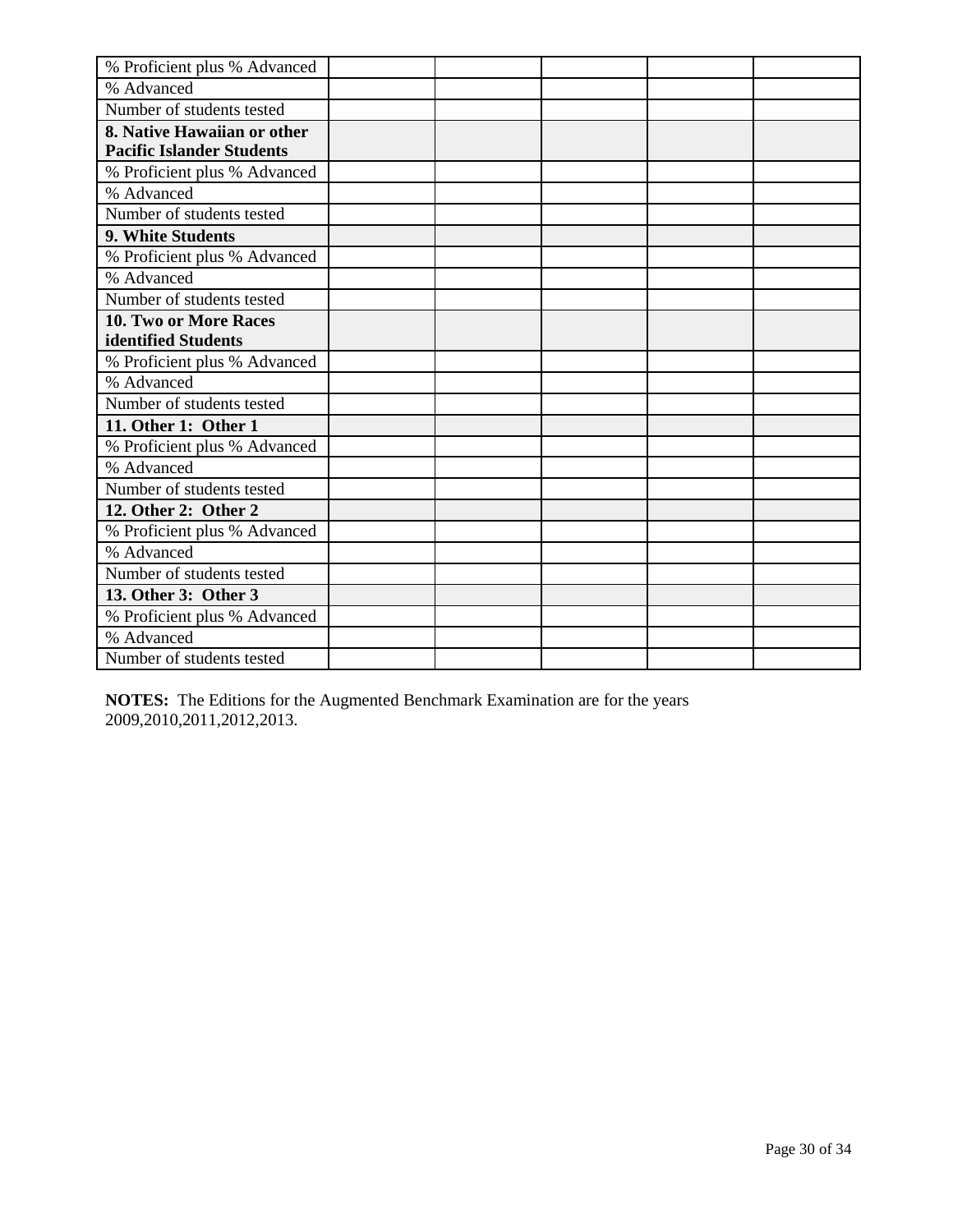| % Proficient plus % Advanced | | | | | |
| --- | --- | --- | --- | --- | --- |
| % Advanced | | | | | |
| Number of students tested | | | | | |
| **8. Native Hawaiian or other Pacific Islander Students** | | | | | |
| % Proficient plus % Advanced | | | | | |
| % Advanced | | | | | |
| Number of students tested | | | | | |
| **9. White Students** | | | | | |
| % Proficient plus % Advanced | | | | | |
| % Advanced | | | | | |
| Number of students tested | | | | | |
| **10. Two or More Races identified Students** | | | | | |
| % Proficient plus % Advanced | | | | | |
| % Advanced | | | | | |
| Number of students tested | | | | | |
| **11. Other 1: Other 1** | | | | | |
| % Proficient plus % Advanced | | | | | |
| % Advanced | | | | | |
| Number of students tested | | | | | |
| **12. Other 2: Other 2** | | | | | |
| % Proficient plus % Advanced | | | | | |
| % Advanced | | | | | |
| Number of students tested | | | | | |
| **13. Other 3: Other 3** | | | | | |
| % Proficient plus % Advanced | | | | | |
| % Advanced | | | | | |
| Number of students tested | | | | | |

**NOTES:** The Editions for the Augmented Benchmark Examination are for the years 2009,2010,2011,2012,2013.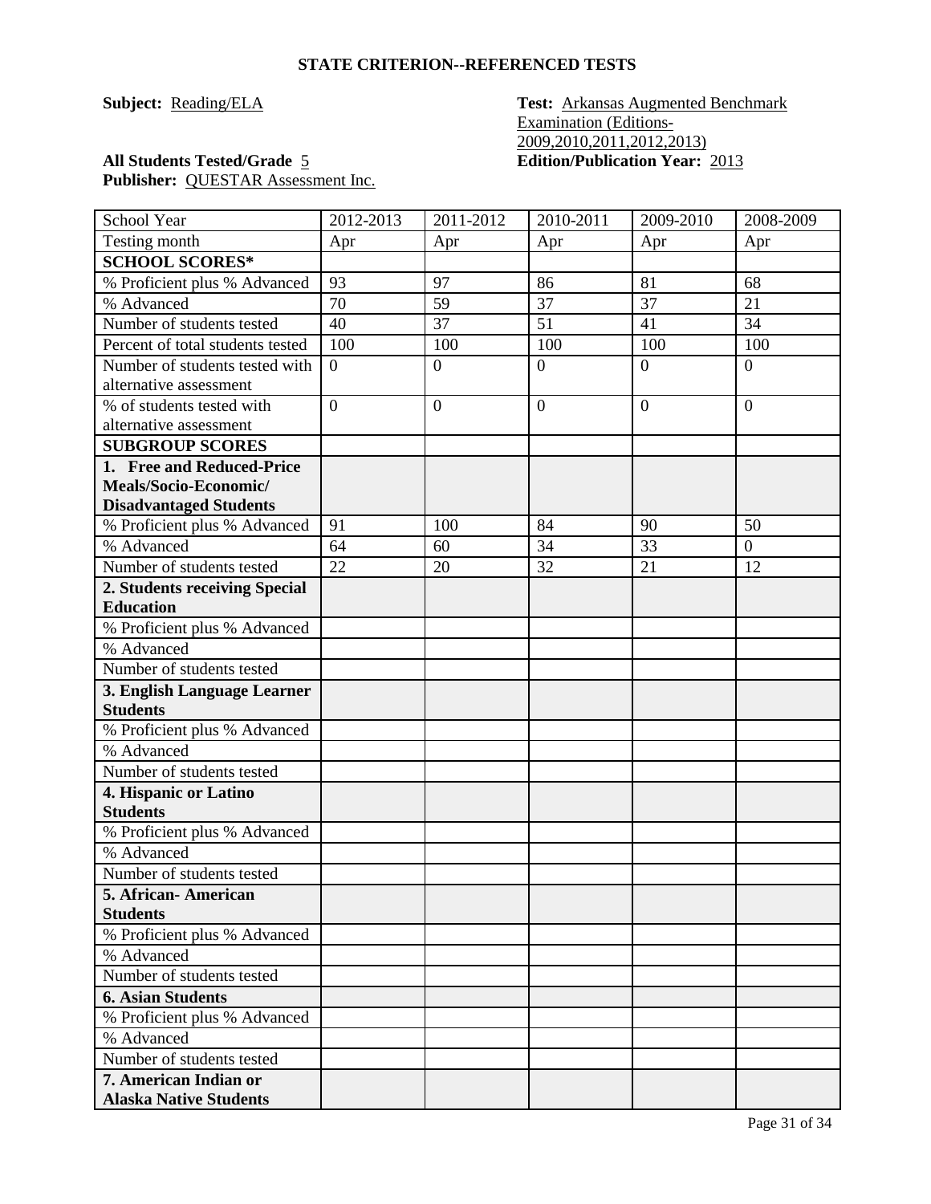## STATE CRITERION--REFERENCED TESTS

**Subject:** Reading/ELA

**Test:** Arkansas Augmented Benchmark Examination (Editions-2009,2010,2011,2012,2013)

**All Students Tested/Grade** 5

**Edition/Publication Year:** 2013

**Publisher:** QUESTAR Assessment Inc.

| School Year | 2012-2013 | 2011-2012 | 2010-2011 | 2009-2010 | 2008-2009 |
| --- | --- | --- | --- | --- | --- |
| Testing month | Apr | Apr | Apr | Apr | Apr |
| **SCHOOL SCORES*** | | | | | |
| % Proficient plus % Advanced | 93 | 97 | 86 | 81 | 68 |
| % Advanced | 70 | 59 | 37 | 37 | 21 |
| Number of students tested | 40 | 37 | 51 | 41 | 34 |
| Percent of total students tested | 100 | 100 | 100 | 100 | 100 |
| Number of students tested with alternative assessment | 0 | 0 | 0 | 0 | 0 |
| % of students tested with alternative assessment | 0 | 0 | 0 | 0 | 0 |
| **SUBGROUP SCORES** | | | | | |
| **1. Free and Reduced-Price Meals/Socio-Economic/ Disadvantaged Students** | | | | | |
| % Proficient plus % Advanced | 91 | 100 | 84 | 90 | 50 |
| % Advanced | 64 | 60 | 34 | 33 | 0 |
| Number of students tested | 22 | 20 | 32 | 21 | 12 |
| **2. Students receiving Special Education** | | | | | |
| % Proficient plus % Advanced | | | | | |
| % Advanced | | | | | |
| Number of students tested | | | | | |
| **3. English Language Learner Students** | | | | | |
| % Proficient plus % Advanced | | | | | |
| % Advanced | | | | | |
| Number of students tested | | | | | |
| **4. Hispanic or Latino Students** | | | | | |
| % Proficient plus % Advanced | | | | | |
| % Advanced | | | | | |
| Number of students tested | | | | | |
| **5. African- American Students** | | | | | |
| % Proficient plus % Advanced | | | | | |
| % Advanced | | | | | |
| Number of students tested | | | | | |
| **6. Asian Students** | | | | | |
| % Proficient plus % Advanced | | | | | |
| % Advanced | | | | | |
| Number of students tested | | | | | |
| **7. American Indian or Alaska Native Students** | | | | | |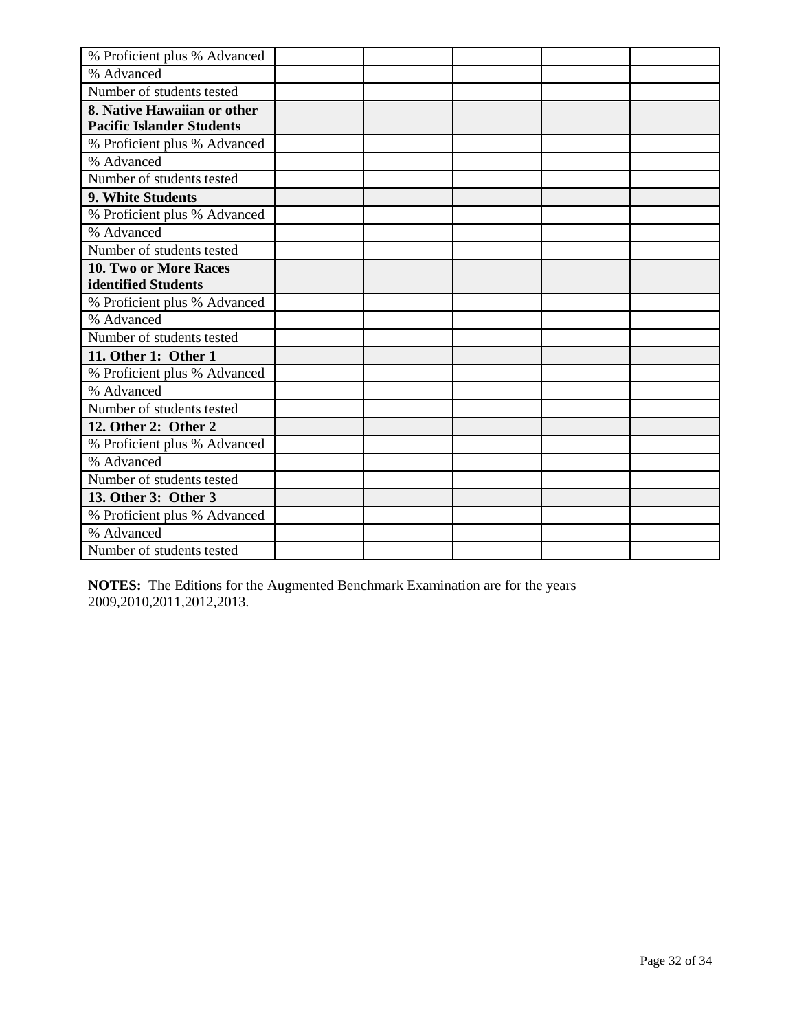| % Proficient plus % Advanced | | | | | |
|---|---|---|---|---|---|
| % Advanced | | | | | |
| Number of students tested | | | | | |
| **8. Native Hawaiian or other Pacific Islander Students** | | | | | |
| % Proficient plus % Advanced | | | | | |
| % Advanced | | | | | |
| Number of students tested | | | | | |
| **9. White Students** | | | | | |
| % Proficient plus % Advanced | | | | | |
| % Advanced | | | | | |
| Number of students tested | | | | | |
| **10. Two or More Races identified Students** | | | | | |
| % Proficient plus % Advanced | | | | | |
| % Advanced | | | | | |
| Number of students tested | | | | | |
| **11. Other 1: Other 1** | | | | | |
| % Proficient plus % Advanced | | | | | |
| % Advanced | | | | | |
| Number of students tested | | | | | |
| **12. Other 2: Other 2** | | | | | |
| % Proficient plus % Advanced | | | | | |
| % Advanced | | | | | |
| Number of students tested | | | | | |
| **13. Other 3: Other 3** | | | | | |
| % Proficient plus % Advanced | | | | | |
| % Advanced | | | | | |
| Number of students tested | | | | | |

**NOTES:** The Editions for the Augmented Benchmark Examination are for the years 2009,2010,2011,2012,2013.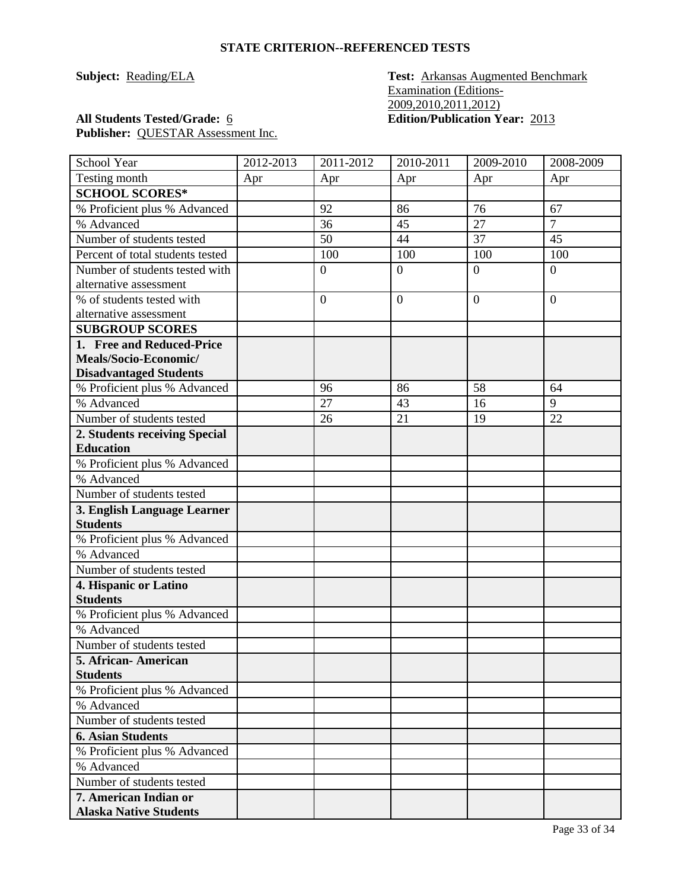## STATE CRITERION--REFERENCED TESTS

**Subject:** Reading/ELA

**Test:** Arkansas Augmented Benchmark Examination (Editions-2009,2010,2011,2012)

**All Students Tested/Grade:** 6

**Edition/Publication Year:** 2013

**Publisher:** QUESTAR Assessment Inc.

| School Year | 2012-2013 | 2011-2012 | 2010-2011 | 2009-2010 | 2008-2009 |
|---|---|---|---|---|---|
| Testing month | Apr | Apr | Apr | Apr | Apr |
| **SCHOOL SCORES*** | | | | | |
| % Proficient plus % Advanced | | 92 | 86 | 76 | 67 |
| % Advanced | | 36 | 45 | 27 | 7 |
| Number of students tested | | 50 | 44 | 37 | 45 |
| Percent of total students tested | | 100 | 100 | 100 | 100 |
| Number of students tested with alternative assessment | | 0 | 0 | 0 | 0 |
| % of students tested with alternative assessment | | 0 | 0 | 0 | 0 |
| **SUBGROUP SCORES** | | | | | |
| **1. Free and Reduced-Price Meals/Socio-Economic/ Disadvantaged Students** | | | | | |
| % Proficient plus % Advanced | | 96 | 86 | 58 | 64 |
| % Advanced | | 27 | 43 | 16 | 9 |
| Number of students tested | | 26 | 21 | 19 | 22 |
| **2. Students receiving Special Education** | | | | | |
| % Proficient plus % Advanced | | | | | |
| % Advanced | | | | | |
| Number of students tested | | | | | |
| **3. English Language Learner Students** | | | | | |
| % Proficient plus % Advanced | | | | | |
| % Advanced | | | | | |
| Number of students tested | | | | | |
| **4. Hispanic or Latino Students** | | | | | |
| % Proficient plus % Advanced | | | | | |
| % Advanced | | | | | |
| Number of students tested | | | | | |
| **5. African- American Students** | | | | | |
| % Proficient plus % Advanced | | | | | |
| % Advanced | | | | | |
| Number of students tested | | | | | |
| **6. Asian Students** | | | | | |
| % Proficient plus % Advanced | | | | | |
| % Advanced | | | | | |
| Number of students tested | | | | | |
| **7. American Indian or Alaska Native Students** | | | | | |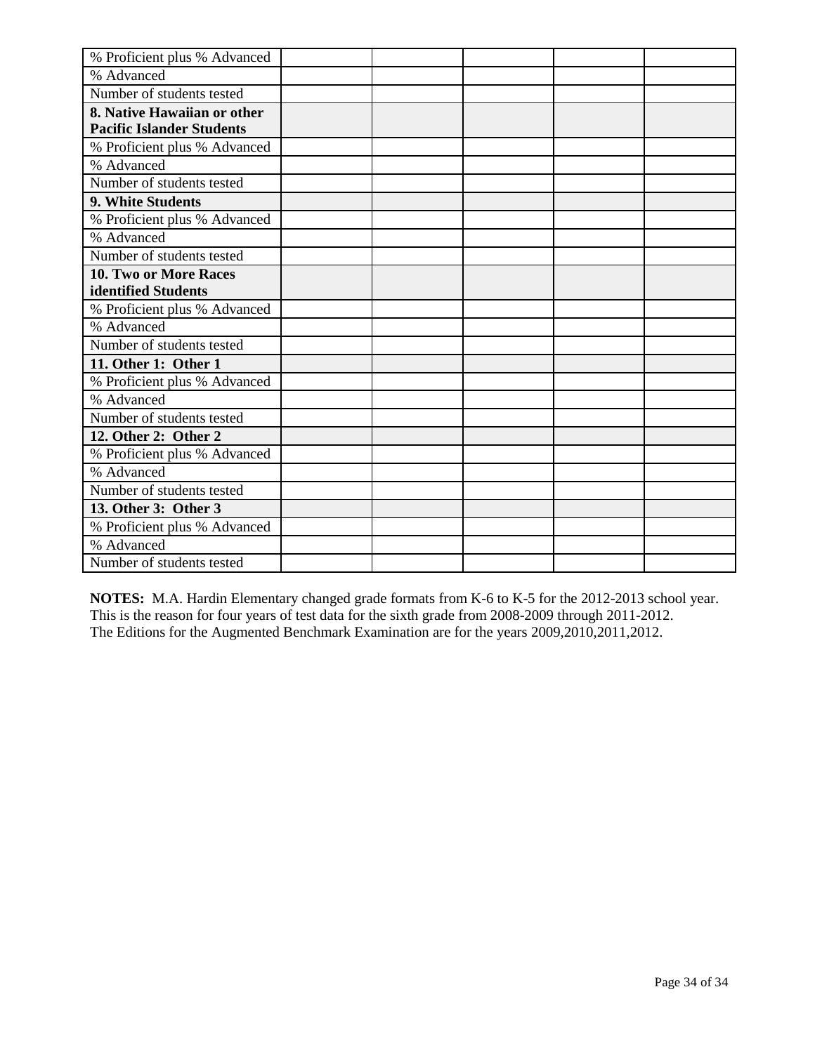| | | | | | |
|---|---|---|---|---|---|
| % Proficient plus % Advanced | | | | | |
| % Advanced | | | | | |
| Number of students tested | | | | | |
| **8. Native Hawaiian or other Pacific Islander Students** | | | | | |
| % Proficient plus % Advanced | | | | | |
| % Advanced | | | | | |
| Number of students tested | | | | | |
| **9. White Students** | | | | | |
| % Proficient plus % Advanced | | | | | |
| % Advanced | | | | | |
| Number of students tested | | | | | |
| **10. Two or More Races identified Students** | | | | | |
| % Proficient plus % Advanced | | | | | |
| % Advanced | | | | | |
| Number of students tested | | | | | |
| **11. Other 1: Other 1** | | | | | |
| % Proficient plus % Advanced | | | | | |
| % Advanced | | | | | |
| Number of students tested | | | | | |
| **12. Other 2: Other 2** | | | | | |
| % Proficient plus % Advanced | | | | | |
| % Advanced | | | | | |
| Number of students tested | | | | | |
| **13. Other 3: Other 3** | | | | | |
| % Proficient plus % Advanced | | | | | |
| % Advanced | | | | | |
| Number of students tested | | | | | |

**NOTES:** M.A. Hardin Elementary changed grade formats from K-6 to K-5 for the 2012-2013 school year. This is the reason for four years of test data for the sixth grade from 2008-2009 through 2011-2012. The Editions for the Augmented Benchmark Examination are for the years 2009,2010,2011,2012.